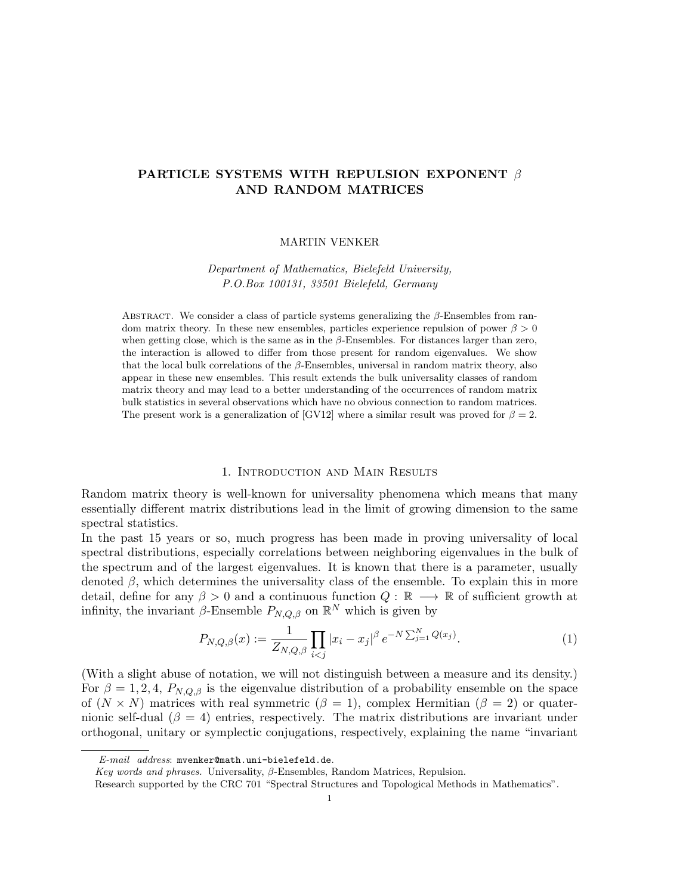# PARTICLE SYSTEMS WITH REPULSION EXPONENT $\beta$ AND RANDOM MATRICES

MARTIN VENKER

*Department of Mathematics, Bielefeld University,*
*P.O.Box 100131, 33501 Bielefeld, Germany*

Abstract. We consider a class of particle systems generalizing the $\beta$-Ensembles from random matrix theory. In these new ensembles, particles experience repulsion of power $\beta > 0$ when getting close, which is the same as in the $\beta$-Ensembles. For distances larger than zero, the interaction is allowed to differ from those present for random eigenvalues. We show that the local bulk correlations of the $\beta$-Ensembles, universal in random matrix theory, also appear in these new ensembles. This result extends the bulk universality classes of random matrix theory and may lead to a better understanding of the occurrences of random matrix bulk statistics in several observations which have no obvious connection to random matrices. The present work is a generalization of [GV12] where a similar result was proved for $\beta = 2$.

## 1. Introduction and Main Results

Random matrix theory is well-known for universality phenomena which means that many essentially different matrix distributions lead in the limit of growing dimension to the same spectral statistics.

In the past 15 years or so, much progress has been made in proving universality of local spectral distributions, especially correlations between neighboring eigenvalues in the bulk of the spectrum and of the largest eigenvalues. It is known that there is a parameter, usually denoted $\beta$, which determines the universality class of the ensemble. To explain this in more detail, define for any $\beta > 0$ and a continuous function $Q : \mathbb{R} \longrightarrow \mathbb{R}$ of sufficient growth at infinity, the invariant $\beta$-Ensemble $P_{N,Q,\beta}$ on $\mathbb{R}^N$ which is given by

$$P_{N,Q,\beta}(x) := \frac{1}{Z_{N,Q,\beta}} \prod_{i<j} |x_i - x_j|^\beta \, e^{-N \sum_{j=1}^N Q(x_j)}. \tag{1}$$

(With a slight abuse of notation, we will not distinguish between a measure and its density.) For $\beta = 1, 2, 4$, $P_{N,Q,\beta}$ is the eigenvalue distribution of a probability ensemble on the space of $(N \times N)$ matrices with real symmetric ($\beta = 1$), complex Hermitian ($\beta = 2$) or quaternionic self-dual ($\beta = 4$) entries, respectively. The matrix distributions are invariant under orthogonal, unitary or symplectic conjugations, respectively, explaining the name "invariant

---

*E-mail address*: mvenker@math.uni-bielefeld.de.

*Key words and phrases.* Universality, $\beta$-Ensembles, Random Matrices, Repulsion.

Research supported by the CRC 701 "Spectral Structures and Topological Methods in Mathematics".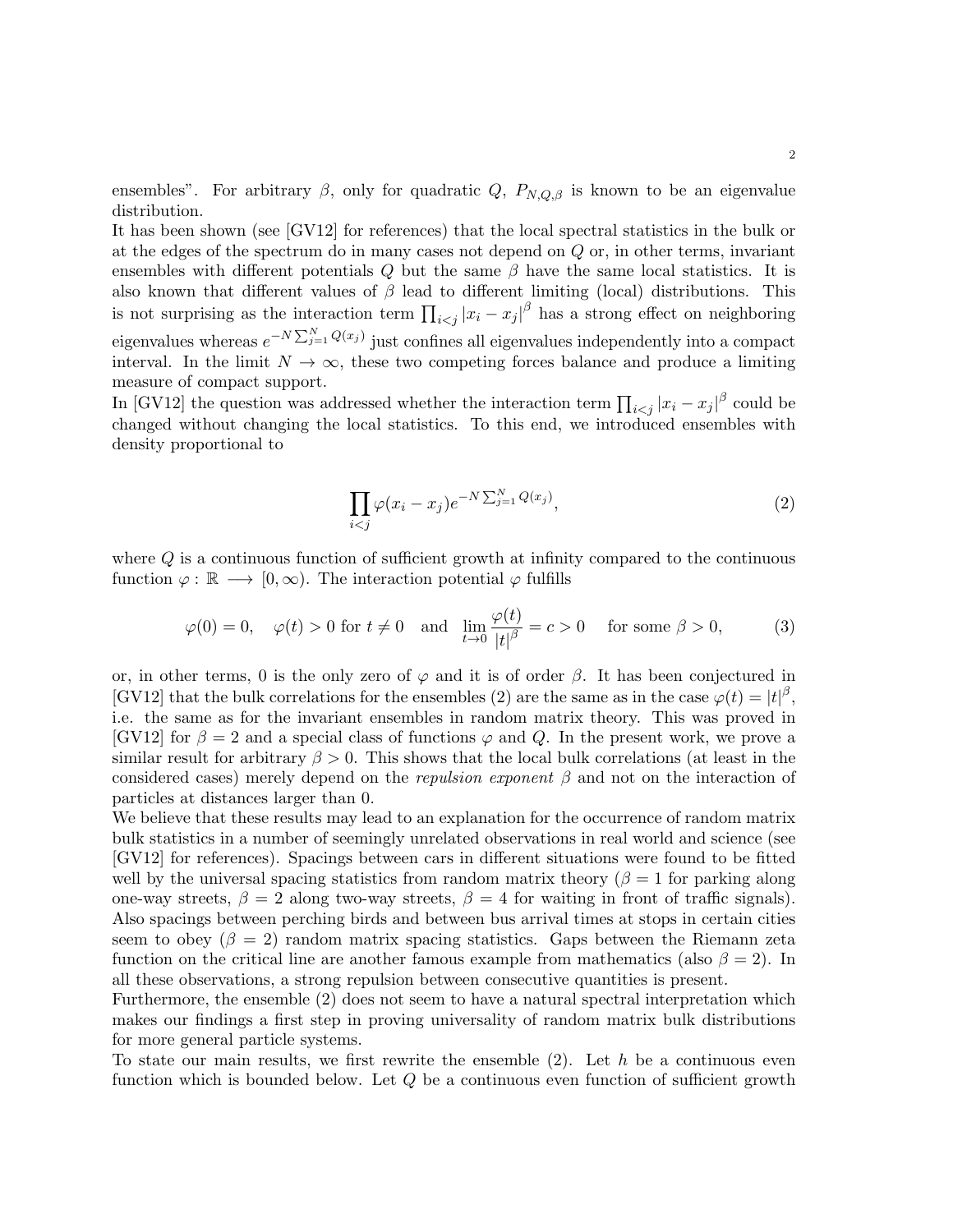ensembles". For arbitrary $\beta$, only for quadratic $Q$, $P_{N,Q,\beta}$ is known to be an eigenvalue distribution.

It has been shown (see [GV12] for references) that the local spectral statistics in the bulk or at the edges of the spectrum do in many cases not depend on $Q$ or, in other terms, invariant ensembles with different potentials $Q$ but the same $\beta$ have the same local statistics. It is also known that different values of $\beta$ lead to different limiting (local) distributions. This is not surprising as the interaction term $\prod_{i<j} |x_i - x_j|^\beta$ has a strong effect on neighboring eigenvalues whereas $e^{-N\sum_{j=1}^N Q(x_j)}$ just confines all eigenvalues independently into a compact interval. In the limit $N \to \infty$, these two competing forces balance and produce a limiting measure of compact support.

In [GV12] the question was addressed whether the interaction term $\prod_{i<j} |x_i - x_j|^\beta$ could be changed without changing the local statistics. To this end, we introduced ensembles with density proportional to

$$\prod_{i<j} \varphi(x_i - x_j) e^{-N\sum_{j=1}^N Q(x_j)}, \tag{2}$$

where $Q$ is a continuous function of sufficient growth at infinity compared to the continuous function $\varphi : \mathbb{R} \longrightarrow [0, \infty)$. The interaction potential $\varphi$ fulfills

$$\varphi(0) = 0, \quad \varphi(t) > 0 \text{ for } t \neq 0 \quad \text{and} \quad \lim_{t \to 0} \frac{\varphi(t)}{|t|^\beta} = c > 0 \quad \text{for some } \beta > 0, \tag{3}$$

or, in other terms, 0 is the only zero of $\varphi$ and it is of order $\beta$. It has been conjectured in [GV12] that the bulk correlations for the ensembles (2) are the same as in the case $\varphi(t) = |t|^\beta$, i.e. the same as for the invariant ensembles in random matrix theory. This was proved in [GV12] for $\beta = 2$ and a special class of functions $\varphi$ and $Q$. In the present work, we prove a similar result for arbitrary $\beta > 0$. This shows that the local bulk correlations (at least in the considered cases) merely depend on the *repulsion exponent* $\beta$ and not on the interaction of particles at distances larger than 0.

We believe that these results may lead to an explanation for the occurrence of random matrix bulk statistics in a number of seemingly unrelated observations in real world and science (see [GV12] for references). Spacings between cars in different situations were found to be fitted well by the universal spacing statistics from random matrix theory ($\beta = 1$ for parking along one-way streets, $\beta = 2$ along two-way streets, $\beta = 4$ for waiting in front of traffic signals). Also spacings between perching birds and between bus arrival times at stops in certain cities seem to obey ($\beta = 2$) random matrix spacing statistics. Gaps between the Riemann zeta function on the critical line are another famous example from mathematics (also $\beta = 2$). In all these observations, a strong repulsion between consecutive quantities is present.

Furthermore, the ensemble (2) does not seem to have a natural spectral interpretation which makes our findings a first step in proving universality of random matrix bulk distributions for more general particle systems.

To state our main results, we first rewrite the ensemble (2). Let $h$ be a continuous even function which is bounded below. Let $Q$ be a continuous even function of sufficient growth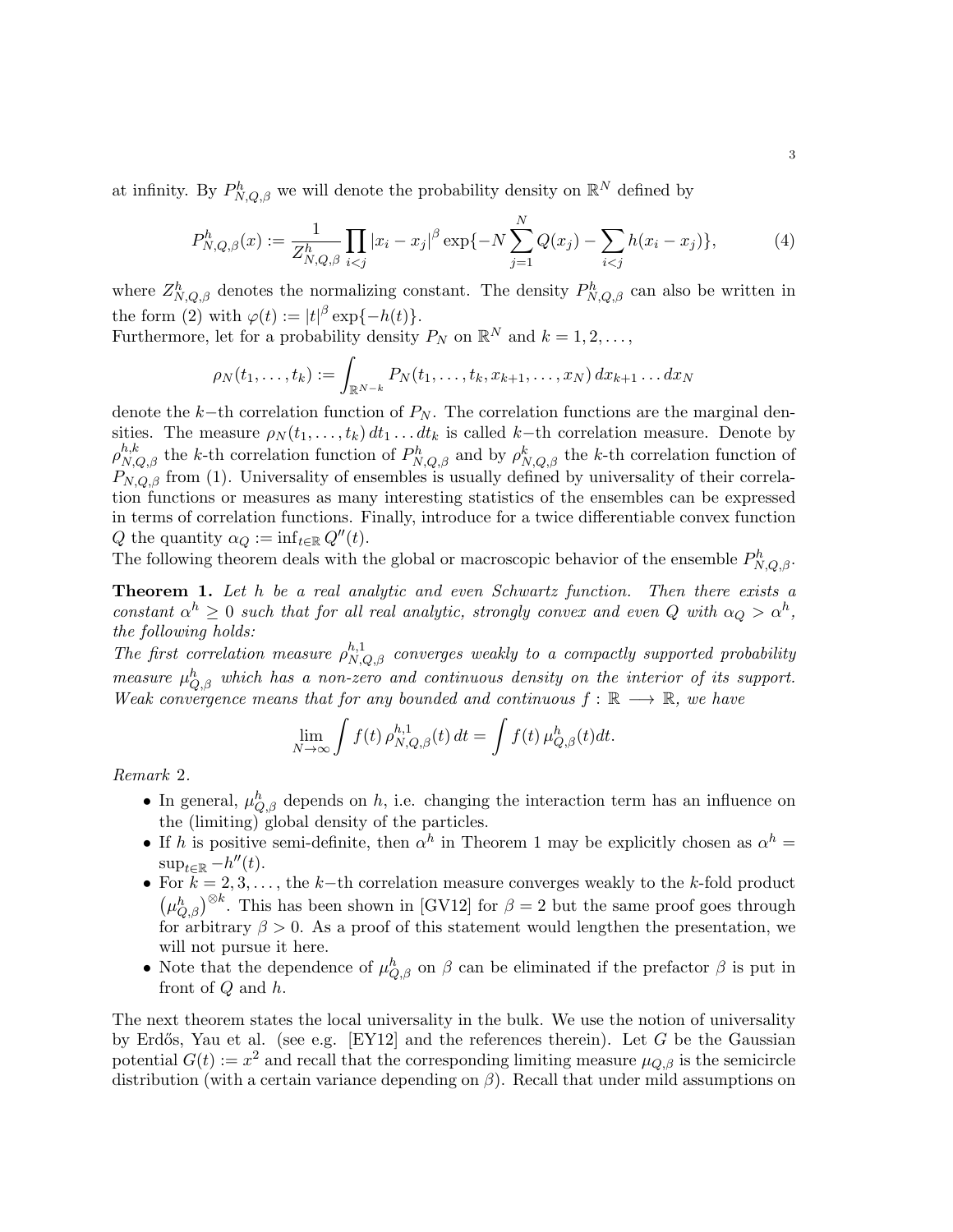at infinity. By $P^h_{N,Q,\beta}$ we will denote the probability density on $\mathbb{R}^N$ defined by

$$P^h_{N,Q,\beta}(x) := \frac{1}{Z^h_{N,Q,\beta}} \prod_{i<j} |x_i - x_j|^\beta \exp\{-N \sum_{j=1}^N Q(x_j) - \sum_{i<j} h(x_i - x_j)\}, \tag{4}$$

where $Z^h_{N,Q,\beta}$ denotes the normalizing constant. The density $P^h_{N,Q,\beta}$ can also be written in the form (2) with $\varphi(t) := |t|^\beta \exp\{-h(t)\}$.
Furthermore, let for a probability density $P_N$ on $\mathbb{R}^N$ and $k = 1, 2, \ldots$,

$$\rho_N(t_1, \ldots, t_k) := \int_{\mathbb{R}^{N-k}} P_N(t_1, \ldots, t_k, x_{k+1}, \ldots, x_N)\, dx_{k+1} \ldots dx_N$$

denote the $k$−th correlation function of $P_N$. The correlation functions are the marginal densities. The measure $\rho_N(t_1, \ldots, t_k)\, dt_1 \ldots dt_k$ is called $k$−th correlation measure. Denote by $\rho^{h,k}_{N,Q,\beta}$ the $k$-th correlation function of $P^h_{N,Q,\beta}$ and by $\rho^k_{N,Q,\beta}$ the $k$-th correlation function of $P_{N,Q,\beta}$ from (1). Universality of ensembles is usually defined by universality of their correlation functions or measures as many interesting statistics of the ensembles can be expressed in terms of correlation functions. Finally, introduce for a twice differentiable convex function $Q$ the quantity $\alpha_Q := \inf_{t\in\mathbb{R}} Q''(t)$.
The following theorem deals with the global or macroscopic behavior of the ensemble $P^h_{N,Q,\beta}$.

**Theorem 1.** *Let $h$ be a real analytic and even Schwartz function. Then there exists a constant $\alpha^h \geq 0$ such that for all real analytic, strongly convex and even $Q$ with $\alpha_Q > \alpha^h$, the following holds:*
*The first correlation measure $\rho^{h,1}_{N,Q,\beta}$ converges weakly to a compactly supported probability measure $\mu^h_{Q,\beta}$ which has a non-zero and continuous density on the interior of its support. Weak convergence means that for any bounded and continuous $f : \mathbb{R} \longrightarrow \mathbb{R}$, we have*

$$\lim_{N\to\infty} \int f(t)\, \rho^{h,1}_{N,Q,\beta}(t)\, dt = \int f(t)\, \mu^h_{Q,\beta}(t) dt.$$

*Remark* 2.

- In general, $\mu^h_{Q,\beta}$ depends on $h$, i.e. changing the interaction term has an influence on the (limiting) global density of the particles.
- If $h$ is positive semi-definite, then $\alpha^h$ in Theorem 1 may be explicitly chosen as $\alpha^h = \sup_{t\in\mathbb{R}} -h''(t)$.
- For $k = 2, 3, \ldots$, the $k$−th correlation measure converges weakly to the $k$-fold product $\left(\mu^h_{Q,\beta}\right)^{\otimes k}$. This has been shown in [GV12] for $\beta = 2$ but the same proof goes through for arbitrary $\beta > 0$. As a proof of this statement would lengthen the presentation, we will not pursue it here.
- Note that the dependence of $\mu^h_{Q,\beta}$ on $\beta$ can be eliminated if the prefactor $\beta$ is put in front of $Q$ and $h$.

The next theorem states the local universality in the bulk. We use the notion of universality by Erdős, Yau et al. (see e.g. [EY12] and the references therein). Let $G$ be the Gaussian potential $G(t) := x^2$ and recall that the corresponding limiting measure $\mu_{Q,\beta}$ is the semicircle distribution (with a certain variance depending on $\beta$). Recall that under mild assumptions on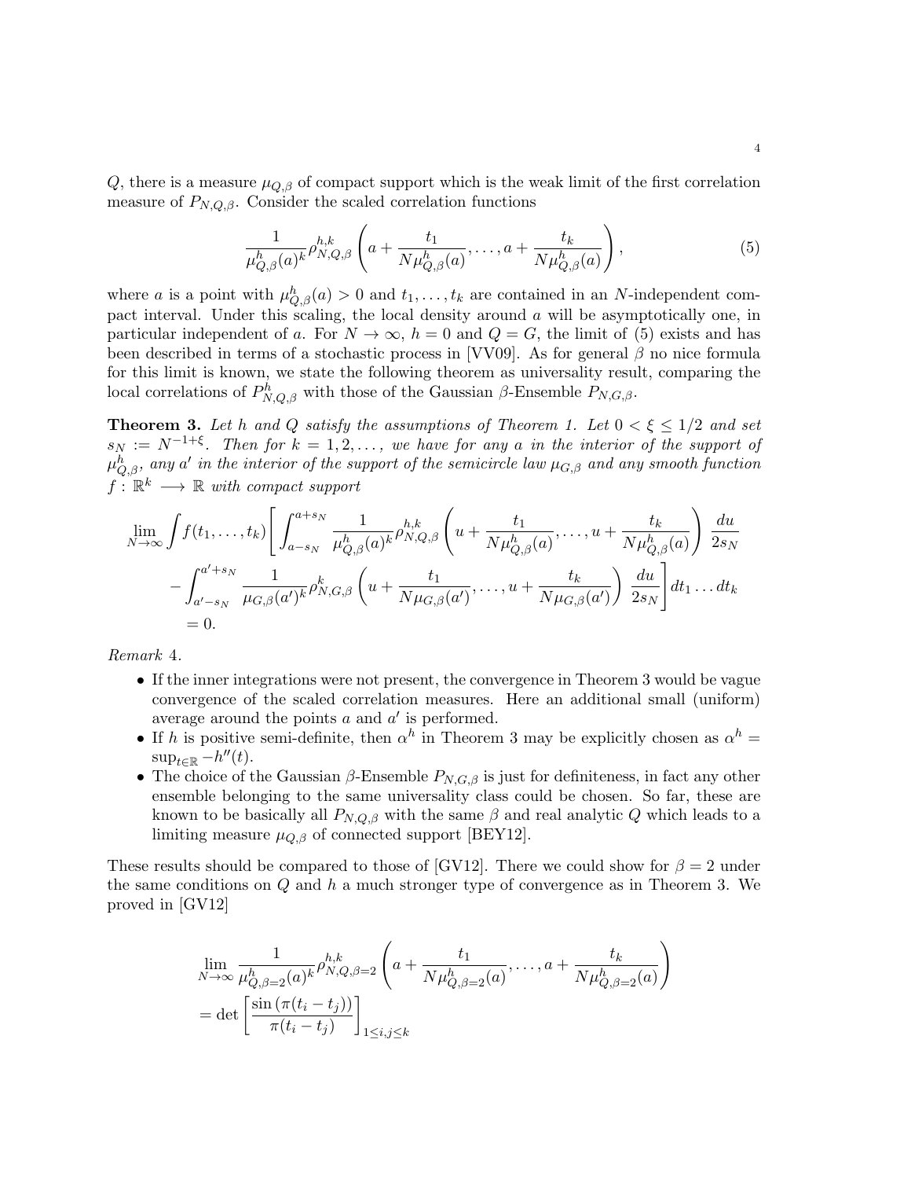$Q$, there is a measure $\mu_{Q,\beta}$ of compact support which is the weak limit of the first correlation measure of $P_{N,Q,\beta}$. Consider the scaled correlation functions

$$\frac{1}{\mu^h_{Q,\beta}(a)^k}\rho^{h,k}_{N,Q,\beta}\left(a+\frac{t_1}{N\mu^h_{Q,\beta}(a)},\dots,a+\frac{t_k}{N\mu^h_{Q,\beta}(a)}\right), \tag{5}$$

where $a$ is a point with $\mu^h_{Q,\beta}(a)>0$ and $t_1,\dots,t_k$ are contained in an $N$-independent compact interval. Under this scaling, the local density around $a$ will be asymptotically one, in particular independent of $a$. For $N\to\infty$, $h=0$ and $Q=G$, the limit of (5) exists and has been described in terms of a stochastic process in [VV09]. As for general $\beta$ no nice formula for this limit is known, we state the following theorem as universality result, comparing the local correlations of $P^h_{N,Q,\beta}$ with those of the Gaussian $\beta$-Ensemble $P_{N,G,\beta}$.

**Theorem 3.** *Let $h$ and $Q$ satisfy the assumptions of Theorem 1. Let $0<\xi\le 1/2$ and set $s_N:=N^{-1+\xi}$. Then for $k=1,2,\dots$, we have for any $a$ in the interior of the support of $\mu^h_{Q,\beta}$, any $a'$ in the interior of the support of the semicircle law $\mu_{G,\beta}$ and any smooth function $f:\mathbb{R}^k\longrightarrow\mathbb{R}$ with compact support*

$$\begin{aligned}\lim_{N\to\infty}\int f(t_1,\dots,t_k)\Bigg[&\int_{a-s_N}^{a+s_N}\frac{1}{\mu^h_{Q,\beta}(a)^k}\rho^{h,k}_{N,Q,\beta}\left(u+\frac{t_1}{N\mu^h_{Q,\beta}(a)},\dots,u+\frac{t_k}{N\mu^h_{Q,\beta}(a)}\right)\frac{du}{2s_N}\\&-\int_{a'-s_N}^{a'+s_N}\frac{1}{\mu_{G,\beta}(a')^k}\rho^{k}_{N,G,\beta}\left(u+\frac{t_1}{N\mu_{G,\beta}(a')},\dots,u+\frac{t_k}{N\mu_{G,\beta}(a')}\right)\frac{du}{2s_N}\Bigg]dt_1\dots dt_k\\&=0.\end{aligned}$$

*Remark* 4.

- If the inner integrations were not present, the convergence in Theorem 3 would be vague convergence of the scaled correlation measures. Here an additional small (uniform) average around the points $a$ and $a'$ is performed.
- If $h$ is positive semi-definite, then $\alpha^h$ in Theorem 3 may be explicitly chosen as $\alpha^h=\sup_{t\in\mathbb{R}}-h''(t)$.
- The choice of the Gaussian $\beta$-Ensemble $P_{N,G,\beta}$ is just for definiteness, in fact any other ensemble belonging to the same universality class could be chosen. So far, these are known to be basically all $P_{N,Q,\beta}$ with the same $\beta$ and real analytic $Q$ which leads to a limiting measure $\mu_{Q,\beta}$ of connected support [BEY12].

These results should be compared to those of [GV12]. There we could show for $\beta=2$ under the same conditions on $Q$ and $h$ a much stronger type of convergence as in Theorem 3. We proved in [GV12]

$$\begin{aligned}&\lim_{N\to\infty}\frac{1}{\mu^h_{Q,\beta=2}(a)^k}\rho^{h,k}_{N,Q,\beta=2}\left(a+\frac{t_1}{N\mu^h_{Q,\beta=2}(a)},\dots,a+\frac{t_k}{N\mu^h_{Q,\beta=2}(a)}\right)\\&=\det\left[\frac{\sin\left(\pi(t_i-t_j)\right)}{\pi(t_i-t_j)}\right]_{1\le i,j\le k}\end{aligned}$$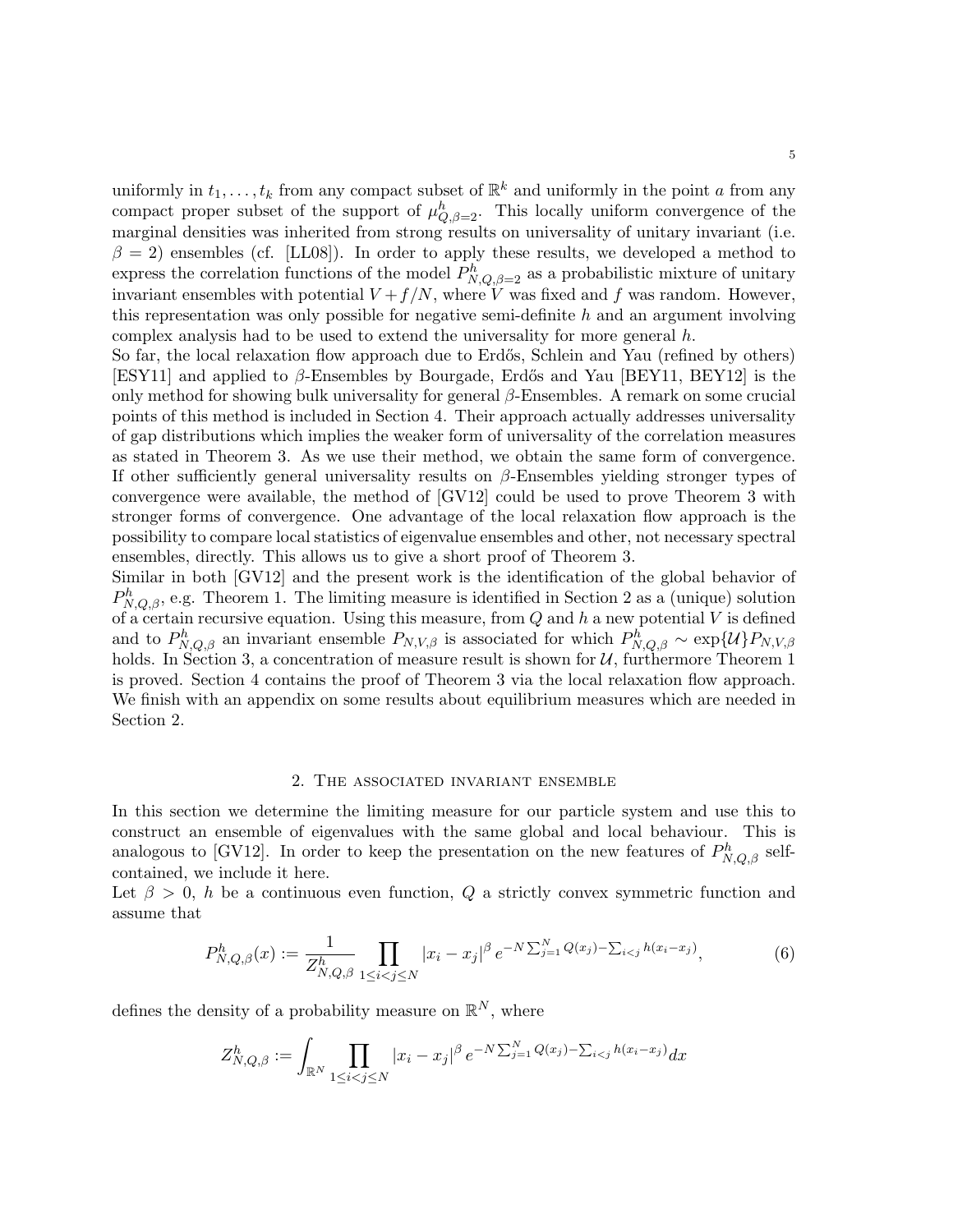uniformly in $t_1, \ldots, t_k$ from any compact subset of $\mathbb{R}^k$ and uniformly in the point $a$ from any compact proper subset of the support of $\mu^h_{Q,\beta=2}$. This locally uniform convergence of the marginal densities was inherited from strong results on universality of unitary invariant (i.e. $\beta = 2$) ensembles (cf. [LL08]). In order to apply these results, we developed a method to express the correlation functions of the model $P^h_{N,Q,\beta=2}$ as a probabilistic mixture of unitary invariant ensembles with potential $V + f/N$, where $V$ was fixed and $f$ was random. However, this representation was only possible for negative semi-definite $h$ and an argument involving complex analysis had to be used to extend the universality for more general $h$.

So far, the local relaxation flow approach due to Erdős, Schlein and Yau (refined by others) [ESY11] and applied to $\beta$-Ensembles by Bourgade, Erdős and Yau [BEY11, BEY12] is the only method for showing bulk universality for general $\beta$-Ensembles. A remark on some crucial points of this method is included in Section 4. Their approach actually addresses universality of gap distributions which implies the weaker form of universality of the correlation measures as stated in Theorem 3. As we use their method, we obtain the same form of convergence. If other sufficiently general universality results on $\beta$-Ensembles yielding stronger types of convergence were available, the method of [GV12] could be used to prove Theorem 3 with stronger forms of convergence. One advantage of the local relaxation flow approach is the possibility to compare local statistics of eigenvalue ensembles and other, not necessary spectral ensembles, directly. This allows us to give a short proof of Theorem 3.

Similar in both [GV12] and the present work is the identification of the global behavior of $P^h_{N,Q,\beta}$, e.g. Theorem 1. The limiting measure is identified in Section 2 as a (unique) solution of a certain recursive equation. Using this measure, from $Q$ and $h$ a new potential $V$ is defined and to $P^h_{N,Q,\beta}$ an invariant ensemble $P_{N,V,\beta}$ is associated for which $P^h_{N,Q,\beta} \sim \exp\{\mathcal{U}\} P_{N,V,\beta}$ holds. In Section 3, a concentration of measure result is shown for $\mathcal{U}$, furthermore Theorem 1 is proved. Section 4 contains the proof of Theorem 3 via the local relaxation flow approach. We finish with an appendix on some results about equilibrium measures which are needed in Section 2.

## 2. The associated invariant ensemble

In this section we determine the limiting measure for our particle system and use this to construct an ensemble of eigenvalues with the same global and local behaviour. This is analogous to [GV12]. In order to keep the presentation on the new features of $P^h_{N,Q,\beta}$ self-contained, we include it here.

Let $\beta > 0$, $h$ be a continuous even function, $Q$ a strictly convex symmetric function and assume that

$$P^h_{N,Q,\beta}(x) := \frac{1}{Z^h_{N,Q,\beta}} \prod_{1 \le i < j \le N} |x_i - x_j|^\beta \, e^{-N \sum_{j=1}^N Q(x_j) - \sum_{i<j} h(x_i - x_j)}, \tag{6}$$

defines the density of a probability measure on $\mathbb{R}^N$, where

$$Z^h_{N,Q,\beta} := \int_{\mathbb{R}^N} \prod_{1 \le i < j \le N} |x_i - x_j|^\beta \, e^{-N \sum_{j=1}^N Q(x_j) - \sum_{i<j} h(x_i - x_j)} dx$$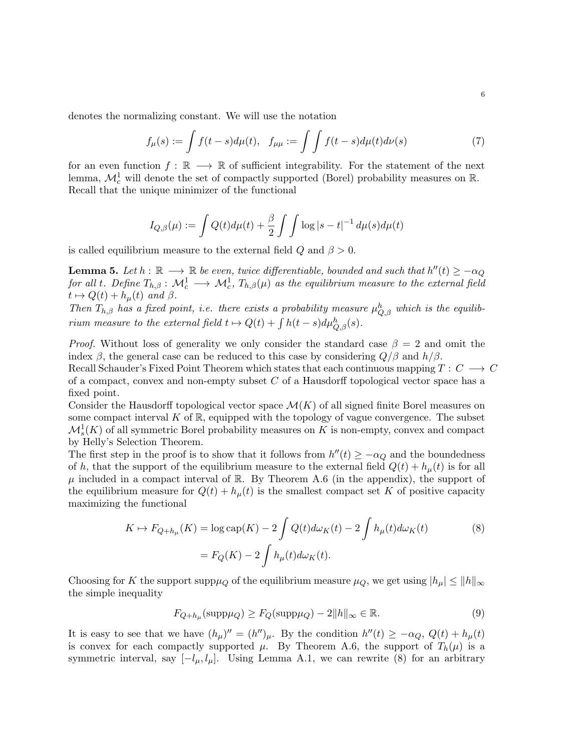denotes the normalizing constant. We will use the notation

$$f_\mu(s) := \int f(t-s)d\mu(t), \quad f_{\mu\mu} := \int\int f(t-s)d\mu(t)d\nu(s) \tag{7}$$

for an even function $f : \mathbb{R} \longrightarrow \mathbb{R}$ of sufficient integrability. For the statement of the next lemma, $\mathcal{M}_c^1$ will denote the set of compactly supported (Borel) probability measures on $\mathbb{R}$. Recall that the unique minimizer of the functional

$$I_{Q,\beta}(\mu) := \int Q(t)d\mu(t) + \frac{\beta}{2}\int\int \log|s-t|^{-1}\, d\mu(s)d\mu(t)$$

is called equilibrium measure to the external field $Q$ and $\beta > 0$.

**Lemma 5.** *Let $h : \mathbb{R} \longrightarrow \mathbb{R}$ be even, twice differentiable, bounded and such that $h''(t) \geq -\alpha_Q$ for all $t$. Define $T_{h,\beta} : \mathcal{M}_c^1 \longrightarrow \mathcal{M}_c^1$, $T_{h,\beta}(\mu)$ as the equilibrium measure to the external field $t \mapsto Q(t) + h_\mu(t)$ and $\beta$.*
*Then $T_{h,\beta}$ has a fixed point, i.e. there exists a probability measure $\mu_{Q,\beta}^h$ which is the equilibrium measure to the external field $t \mapsto Q(t) + \int h(t-s)d\mu_{Q,\beta}^h(s)$.*

*Proof.* Without loss of generality we only consider the standard case $\beta = 2$ and omit the index $\beta$, the general case can be reduced to this case by considering $Q/\beta$ and $h/\beta$.
Recall Schauder's Fixed Point Theorem which states that each continuous mapping $T : C \longrightarrow C$ of a compact, convex and non-empty subset $C$ of a Hausdorff topological vector space has a fixed point.
Consider the Hausdorff topological vector space $\mathcal{M}(K)$ of all signed finite Borel measures on some compact interval $K$ of $\mathbb{R}$, equipped with the topology of vague convergence. The subset $\mathcal{M}_s^1(K)$ of all symmetric Borel probability measures on $K$ is non-empty, convex and compact by Helly's Selection Theorem.
The first step in the proof is to show that it follows from $h''(t) \geq -\alpha_Q$ and the boundedness of $h$, that the support of the equilibrium measure to the external field $Q(t) + h_\mu(t)$ is for all $\mu$ included in a compact interval of $\mathbb{R}$. By Theorem A.6 (in the appendix), the support of the equilibrium measure for $Q(t) + h_\mu(t)$ is the smallest compact set $K$ of positive capacity maximizing the functional

$$\begin{aligned} K \mapsto F_{Q+h_\mu}(K) &= \log \operatorname{cap}(K) - 2\int Q(t)d\omega_K(t) - 2\int h_\mu(t)d\omega_K(t) \\ &= F_Q(K) - 2\int h_\mu(t)d\omega_K(t). \end{aligned} \tag{8}$$

Choosing for $K$ the support $\operatorname{supp}\mu_Q$ of the equilibrium measure $\mu_Q$, we get using $|h_\mu| \leq \|h\|_\infty$ the simple inequality

$$F_{Q+h_\mu}(\operatorname{supp}\mu_Q) \geq F_Q(\operatorname{supp}\mu_Q) - 2\|h\|_\infty \in \mathbb{R}. \tag{9}$$

It is easy to see that we have $(h_\mu)'' = (h'')_\mu$. By the condition $h''(t) \geq -\alpha_Q$, $Q(t) + h_\mu(t)$ is convex for each compactly supported $\mu$. By Theorem A.6, the support of $T_h(\mu)$ is a symmetric interval, say $[-l_\mu, l_\mu]$. Using Lemma A.1, we can rewrite (8) for an arbitrary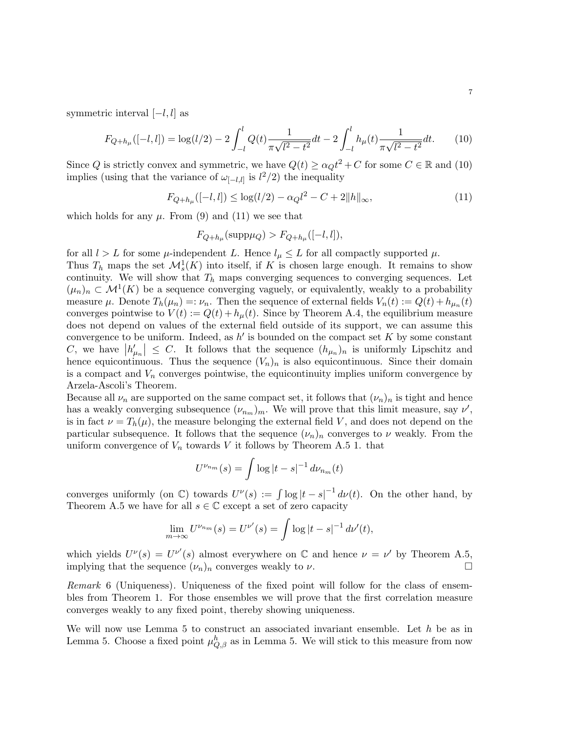symmetric interval $[-l,l]$ as

$$F_{Q+h_\mu}([-l,l]) = \log(l/2) - 2\int_{-l}^{l} Q(t)\frac{1}{\pi\sqrt{l^2-t^2}}dt - 2\int_{-l}^{l} h_\mu(t)\frac{1}{\pi\sqrt{l^2-t^2}}dt. \tag{10}$$

Since $Q$ is strictly convex and symmetric, we have $Q(t) \geq \alpha_Q t^2 + C$ for some $C \in \mathbb{R}$ and (10) implies (using that the variance of $\omega_{[-l,l]}$ is $l^2/2$) the inequality

$$F_{Q+h_\mu}([-l,l]) \leq \log(l/2) - \alpha_Q l^2 - C + 2\|h\|_\infty, \tag{11}$$

which holds for any $\mu$. From (9) and (11) we see that

$$F_{Q+h_\mu}(\text{supp}\mu_Q) > F_{Q+h_\mu}([-l,l]),$$

for all $l > L$ for some $\mu$-independent $L$. Hence $l_\mu \leq L$ for all compactly supported $\mu$.
Thus $T_h$ maps the set $\mathcal{M}_s^1(K)$ into itself, if $K$ is chosen large enough. It remains to show continuity. We will show that $T_h$ maps converging sequences to converging sequences. Let $(\mu_n)_n \subset \mathcal{M}^1(K)$ be a sequence converging vaguely, or equivalently, weakly to a probability measure $\mu$. Denote $T_h(\mu_n) =: \nu_n$. Then the sequence of external fields $V_n(t) := Q(t) + h_{\mu_n}(t)$ converges pointwise to $V(t) := Q(t) + h_\mu(t)$. Since by Theorem A.4, the equilibrium measure does not depend on values of the external field outside of its support, we can assume this convergence to be uniform. Indeed, as $h'$ is bounded on the compact set $K$ by some constant $C$, we have $\left|h'_{\mu_n}\right| \leq C$. It follows that the sequence $(h_{\mu_n})_n$ is uniformly Lipschitz and hence equicontinuous. Thus the sequence $(V_n)_n$ is also equicontinuous. Since their domain is a compact and $V_n$ converges pointwise, the equicontinuity implies uniform convergence by Arzela-Ascoli's Theorem.
Because all $\nu_n$ are supported on the same compact set, it follows that $(\nu_n)_n$ is tight and hence has a weakly converging subsequence $(\nu_{n_m})_m$. We will prove that this limit measure, say $\nu'$, is in fact $\nu = T_h(\mu)$, the measure belonging the external field $V$, and does not depend on the particular subsequence. It follows that the sequence $(\nu_n)_n$ converges to $\nu$ weakly. From the uniform convergence of $V_n$ towards $V$ it follows by Theorem A.5 1. that

$$U^{\nu_{n_m}}(s) = \int \log|t-s|^{-1} d\nu_{n_m}(t)$$

converges uniformly (on $\mathbb{C}$) towards $U^\nu(s) := \int \log|t-s|^{-1} d\nu(t)$. On the other hand, by Theorem A.5 we have for all $s \in \mathbb{C}$ except a set of zero capacity

$$\lim_{m\to\infty} U^{\nu_{n_m}}(s) = U^{\nu'}(s) = \int \log|t-s|^{-1} d\nu'(t),$$

which yields $U^\nu(s) = U^{\nu'}(s)$ almost everywhere on $\mathbb{C}$ and hence $\nu = \nu'$ by Theorem A.5, implying that the sequence $(\nu_n)_n$ converges weakly to $\nu$. □

*Remark* 6 (Uniqueness). Uniqueness of the fixed point will follow for the class of ensembles from Theorem 1. For those ensembles we will prove that the first correlation measure converges weakly to any fixed point, thereby showing uniqueness.

We will now use Lemma 5 to construct an associated invariant ensemble. Let $h$ be as in Lemma 5. Choose a fixed point $\mu^h_{Q,\beta}$ as in Lemma 5. We will stick to this measure from now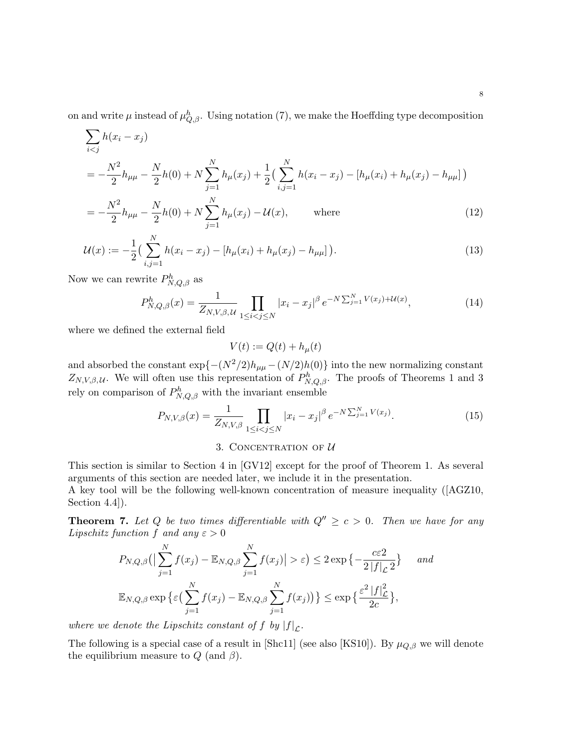on and write $\mu$ instead of $\mu^h_{Q,\beta}$. Using notation (7), we make the Hoeffding type decomposition

$$
\begin{aligned}
&\sum_{i<j} h(x_i - x_j) \\
&= -\frac{N^2}{2} h_{\mu\mu} - \frac{N}{2} h(0) + N \sum_{j=1}^N h_\mu(x_j) + \frac{1}{2}\Big( \sum_{i,j=1}^N h(x_i - x_j) - [h_\mu(x_i) + h_\mu(x_j) - h_{\mu\mu}] \Big) \\
&= -\frac{N^2}{2} h_{\mu\mu} - \frac{N}{2} h(0) + N \sum_{j=1}^N h_\mu(x_j) - \mathcal{U}(x), \qquad \text{where} \qquad (12)
\end{aligned}
$$

$$
\mathcal{U}(x) := -\frac{1}{2}\Big( \sum_{i,j=1}^N h(x_i - x_j) - [h_\mu(x_i) + h_\mu(x_j) - h_{\mu\mu}] \Big). \qquad (13)
$$

Now we can rewrite $P^h_{N,Q,\beta}$ as

$$
P^h_{N,Q,\beta}(x) = \frac{1}{Z_{N,V,\beta,\mathcal{U}}} \prod_{1 \le i < j \le N} |x_i - x_j|^\beta \, e^{-N \sum_{j=1}^N V(x_j) + \mathcal{U}(x)}, \qquad (14)
$$

where we defined the external field

$$
V(t) := Q(t) + h_\mu(t)
$$

and absorbed the constant $\exp\{-(N^2/2)h_{\mu\mu} - (N/2)h(0)\}$ into the new normalizing constant $Z_{N,V,\beta,\mathcal{U}}$. We will often use this representation of $P^h_{N,Q,\beta}$. The proofs of Theorems 1 and 3 rely on comparison of $P^h_{N,Q,\beta}$ with the invariant ensemble

$$
P_{N,V,\beta}(x) = \frac{1}{Z_{N,V,\beta}} \prod_{1 \le i < j \le N} |x_i - x_j|^\beta \, e^{-N \sum_{j=1}^N V(x_j)}. \qquad (15)
$$

## 3. Concentration of $\mathcal{U}$

This section is similar to Section 4 in [GV12] except for the proof of Theorem 1. As several arguments of this section are needed later, we include it in the presentation.
A key tool will be the following well-known concentration of measure inequality ([AGZ10, Section 4.4]).

**Theorem 7.** *Let $Q$ be two times differentiable with $Q'' \ge c > 0$. Then we have for any Lipschitz function $f$ and any $\varepsilon > 0$*

$$
P_{N,Q,\beta}\Big(\Big| \sum_{j=1}^N f(x_j) - \mathbb{E}_{N,Q,\beta} \sum_{j=1}^N f(x_j) \Big| > \varepsilon \Big) \le 2 \exp\Big\{ -\frac{c\varepsilon 2}{2\, |f|_{\mathcal{L}} 2} \Big\} \quad \text{and}
$$

$$
\mathbb{E}_{N,Q,\beta} \exp\Big\{ \varepsilon \Big( \sum_{j=1}^N f(x_j) - \mathbb{E}_{N,Q,\beta} \sum_{j=1}^N f(x_j) \Big) \Big\} \le \exp\Big\{ \frac{\varepsilon^2 \, |f|^2_{\mathcal{L}}}{2c} \Big\},
$$

*where we denote the Lipschitz constant of $f$ by $|f|_{\mathcal{L}}$.*

The following is a special case of a result in [Shc11] (see also [KS10]). By $\mu_{Q,\beta}$ we will denote the equilibrium measure to $Q$ (and $\beta$).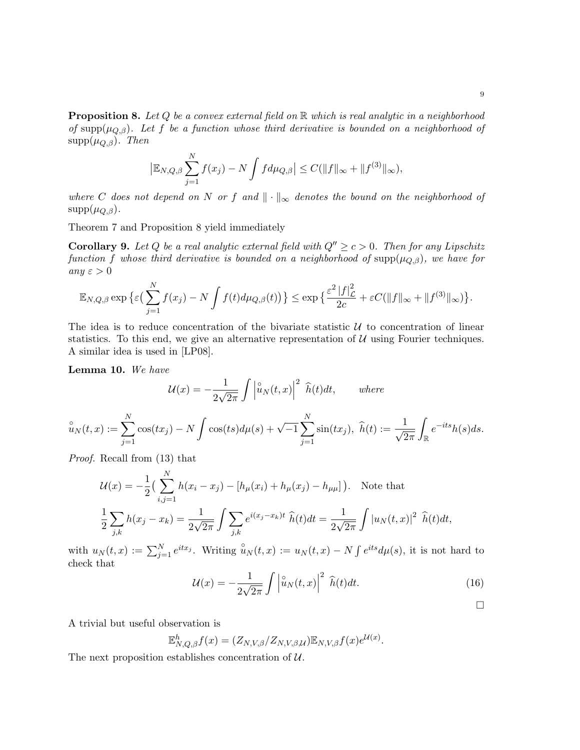**Proposition 8.** *Let $Q$ be a convex external field on $\mathbb{R}$ which is real analytic in a neighborhood of $\operatorname{supp}(\mu_{Q,\beta})$. Let $f$ be a function whose third derivative is bounded on a neighborhood of $\operatorname{supp}(\mu_{Q,\beta})$. Then*

$$\big|\mathbb{E}_{N,Q,\beta}\sum_{j=1}^N f(x_j) - N\int f d\mu_{Q,\beta}\big| \leq C(\|f\|_\infty + \|f^{(3)}\|_\infty),$$

*where $C$ does not depend on $N$ or $f$ and $\|\cdot\|_\infty$ denotes the bound on the neighborhood of $\operatorname{supp}(\mu_{Q,\beta})$.*

Theorem 7 and Proposition 8 yield immediately

**Corollary 9.** *Let $Q$ be a real analytic external field with $Q'' \geq c > 0$. Then for any Lipschitz function $f$ whose third derivative is bounded on a neighborhood of $\operatorname{supp}(\mu_{Q,\beta})$, we have for any $\varepsilon > 0$*

$$\mathbb{E}_{N,Q,\beta}\exp\big\{\varepsilon\big(\sum_{j=1}^N f(x_j) - N\int f(t)d\mu_{Q,\beta}(t)\big)\big\} \leq \exp\big\{\frac{\varepsilon^2\,|f|_{\mathcal{L}}^2}{2c} + \varepsilon C(\|f\|_\infty + \|f^{(3)}\|_\infty)\big\}.$$

The idea is to reduce concentration of the bivariate statistic $\mathcal{U}$ to concentration of linear statistics. To this end, we give an alternative representation of $\mathcal{U}$ using Fourier techniques. A similar idea is used in [LP08].

**Lemma 10.** *We have*

$$\mathcal{U}(x) = -\frac{1}{2\sqrt{2\pi}}\int \left|\overset{\circ}{u}_N(t,x)\right|^2\ \widehat{h}(t)dt, \qquad \textit{where}$$

$$\overset{\circ}{u}_N(t,x) := \sum_{j=1}^N \cos(tx_j) - N\int\cos(ts)d\mu(s) + \sqrt{-1}\sum_{j=1}^N \sin(tx_j),\ \widehat{h}(t) := \frac{1}{\sqrt{2\pi}}\int_{\mathbb{R}} e^{-its}h(s)ds.$$

*Proof.* Recall from (13) that

$$\mathcal{U}(x) = -\frac{1}{2}\big(\sum_{i,j=1}^N h(x_i - x_j) - [h_\mu(x_i) + h_\mu(x_j) - h_{\mu\mu}]\big). \quad \text{Note that}$$

$$\frac{1}{2}\sum_{j,k} h(x_j - x_k) = \frac{1}{2\sqrt{2\pi}}\int\sum_{j,k} e^{i(x_j - x_k)t}\ \widehat{h}(t)dt = \frac{1}{2\sqrt{2\pi}}\int |u_N(t,x)|^2\ \widehat{h}(t)dt,$$

with $u_N(t,x) := \sum_{j=1}^N e^{itx_j}$. Writing $\overset{\circ}{u}_N(t,x) := u_N(t,x) - N\int e^{its}d\mu(s)$, it is not hard to check that

$$\mathcal{U}(x) = -\frac{1}{2\sqrt{2\pi}}\int\left|\overset{\circ}{u}_N(t,x)\right|^2\ \widehat{h}(t)dt. \tag{16}$$

$\square$

A trivial but useful observation is

$$\mathbb{E}^h_{N,Q,\beta}f(x) = (Z_{N,V,\beta}/Z_{N,V,\beta,\mathcal{U}})\mathbb{E}_{N,V,\beta}f(x)e^{\mathcal{U}(x)}.$$

The next proposition establishes concentration of $\mathcal{U}$.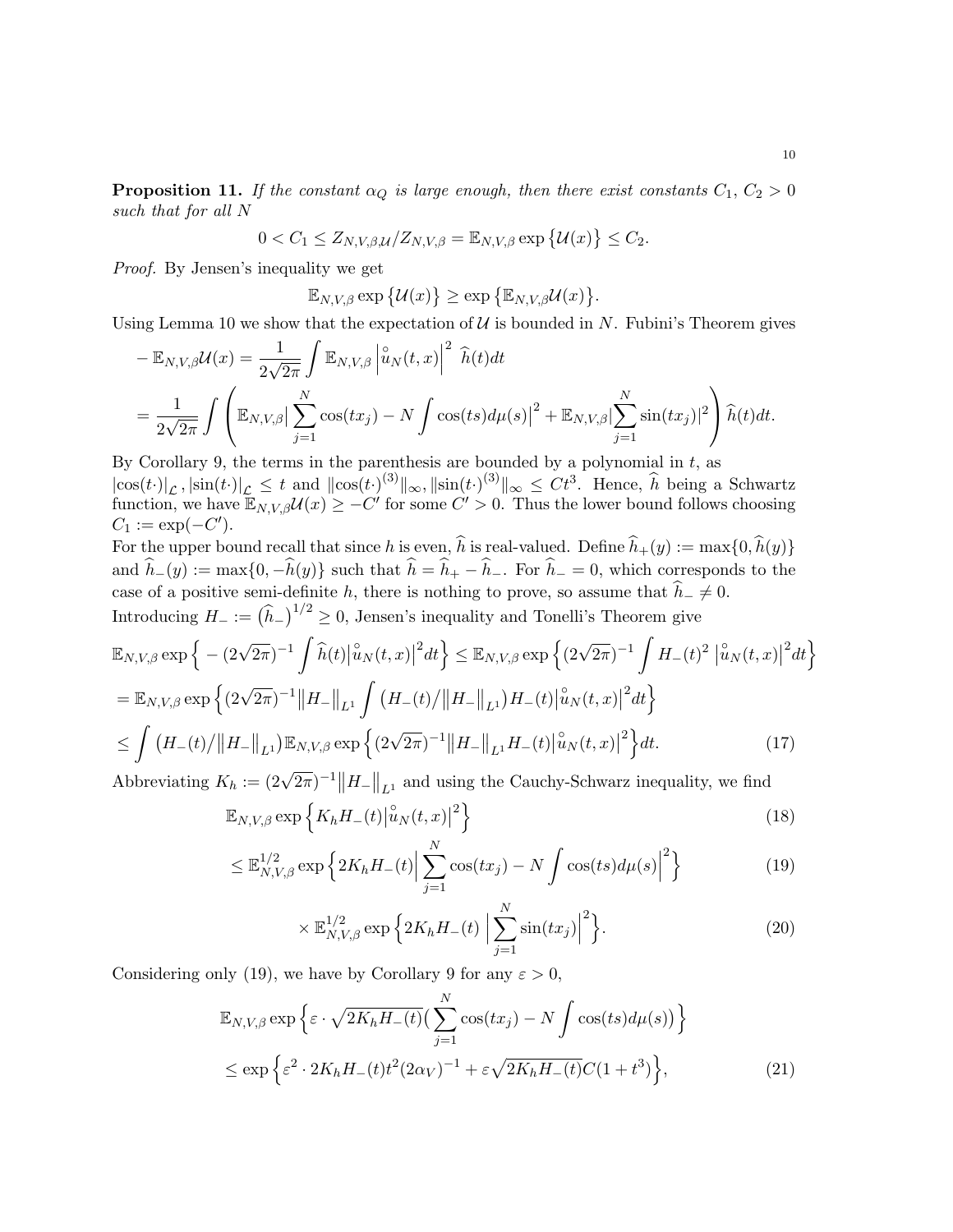**Proposition 11.** *If the constant $\alpha_Q$ is large enough, then there exist constants $C_1$, $C_2 > 0$ such that for all $N$*

$$0 < C_1 \leq Z_{N,V,\beta,\mathcal{U}}/Z_{N,V,\beta} = \mathbb{E}_{N,V,\beta} \exp\big\{\mathcal{U}(x)\big\} \leq C_2.$$

*Proof.* By Jensen's inequality we get

$$\mathbb{E}_{N,V,\beta} \exp\big\{\mathcal{U}(x)\big\} \geq \exp\big\{\mathbb{E}_{N,V,\beta}\mathcal{U}(x)\big\}.$$

Using Lemma 10 we show that the expectation of $\mathcal{U}$ is bounded in $N$. Fubini's Theorem gives

$$-\mathbb{E}_{N,V,\beta}\mathcal{U}(x) = \frac{1}{2\sqrt{2\pi}} \int \mathbb{E}_{N,V,\beta} \left|\overset{\circ}{u}_N(t,x)\right|^2 \widehat{h}(t)dt$$

$$= \frac{1}{2\sqrt{2\pi}} \int \left( \mathbb{E}_{N,V,\beta}\Big| \sum_{j=1}^N \cos(tx_j) - N\int \cos(ts)d\mu(s)\Big|^2 + \mathbb{E}_{N,V,\beta}\Big|\sum_{j=1}^N \sin(tx_j)\Big|^2 \right) \widehat{h}(t)dt.$$

By Corollary 9, the terms in the parenthesis are bounded by a polynomial in $t$, as $|\cos(t\cdot)|_{\mathcal{L}}, |\sin(t\cdot)|_{\mathcal{L}} \leq t$ and $\|\cos(t\cdot)^{(3)}\|_\infty, \|\sin(t\cdot)^{(3)}\|_\infty \leq Ct^3$. Hence, $\widehat{h}$ being a Schwartz function, we have $\mathbb{E}_{N,V,\beta}\mathcal{U}(x) \geq -C'$ for some $C' > 0$. Thus the lower bound follows choosing $C_1 := \exp(-C')$.

For the upper bound recall that since $h$ is even, $\widehat{h}$ is real-valued. Define $\widehat{h}_+(y) := \max\{0, \widehat{h}(y)\}$ and $\widehat{h}_-(y) := \max\{0, -\widehat{h}(y)\}$ such that $\widehat{h} = \widehat{h}_+ - \widehat{h}_-$. For $\widehat{h}_- = 0$, which corresponds to the case of a positive semi-definite $h$, there is nothing to prove, so assume that $\widehat{h}_- \neq 0$. Introducing $H_- := \big(\widehat{h}_-\big)^{1/2} \geq 0$, Jensen's inequality and Tonelli's Theorem give

$$\mathbb{E}_{N,V,\beta} \exp\Big\{ -(2\sqrt{2\pi})^{-1} \int \widehat{h}(t)\big|\overset{\circ}{u}_N(t,x)\big|^2 dt\Big\} \leq \mathbb{E}_{N,V,\beta} \exp\Big\{(2\sqrt{2\pi})^{-1} \int H_-(t)^2 \,\big|\overset{\circ}{u}_N(t,x)\big|^2 dt\Big\}$$

$$= \mathbb{E}_{N,V,\beta} \exp\Big\{(2\sqrt{2\pi})^{-1}\big\|H_-\big\|_{L^1} \int \big(H_-(t)/\big\|H_-\big\|_{L^1}\big) H_-(t)\big|\overset{\circ}{u}_N(t,x)\big|^2 dt\Big\}$$

$$\leq \int \big(H_-(t)/\big\|H_-\big\|_{L^1}\big)\mathbb{E}_{N,V,\beta} \exp\Big\{(2\sqrt{2\pi})^{-1}\big\|H_-\big\|_{L^1} H_-(t)\big|\overset{\circ}{u}_N(t,x)\big|^2\Big\}dt. \tag{17}$$

Abbreviating $K_h := (2\sqrt{2\pi})^{-1}\big\|H_-\big\|_{L^1}$ and using the Cauchy-Schwarz inequality, we find

$$\mathbb{E}_{N,V,\beta} \exp\Big\{K_h H_-(t)\big|\overset{\circ}{u}_N(t,x)\big|^2\Big\} \tag{18}$$

$$\leq \mathbb{E}^{1/2}_{N,V,\beta} \exp\Big\{2K_h H_-(t)\Big|\sum_{j=1}^N \cos(tx_j) - N\int \cos(ts)d\mu(s)\Big|^2\Big\} \tag{19}$$

$$\times\, \mathbb{E}^{1/2}_{N,V,\beta} \exp\Big\{2K_h H_-(t)\,\Big|\sum_{j=1}^N \sin(tx_j)\Big|^2\Big\}. \tag{20}$$

Considering only (19), we have by Corollary 9 for any $\varepsilon > 0$,

$$\mathbb{E}_{N,V,\beta} \exp\Big\{\varepsilon \cdot \sqrt{2K_h H_-(t)}\big(\sum_{j=1}^N \cos(tx_j) - N\int \cos(ts)d\mu(s)\big)\Big\}$$

$$\leq \exp\Big\{\varepsilon^2 \cdot 2K_h H_-(t)t^2(2\alpha_V)^{-1} + \varepsilon\sqrt{2K_h H_-(t)}C(1+t^3)\Big\}, \tag{21}$$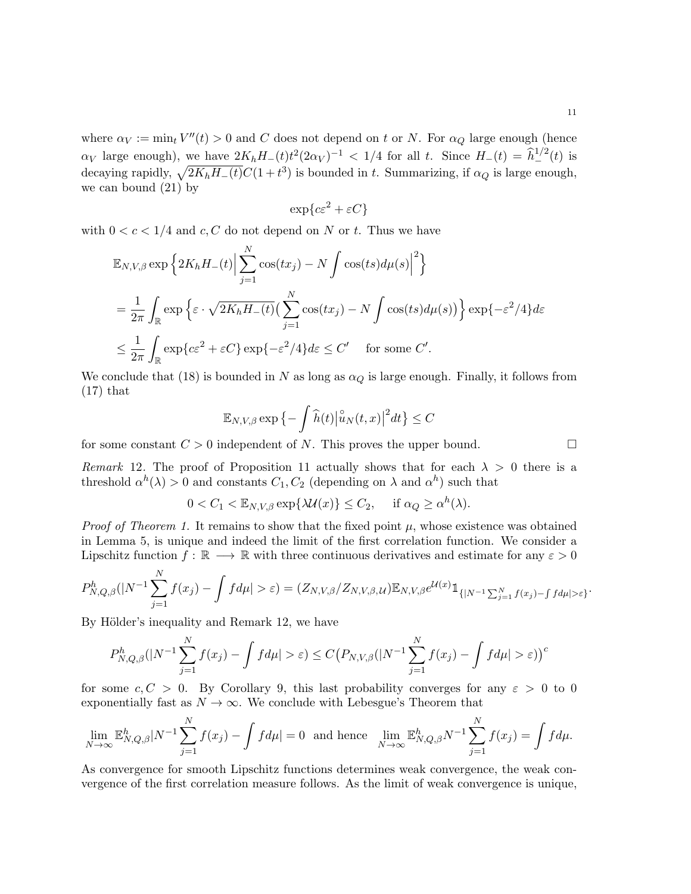where $\alpha_V := \min_t V''(t) > 0$ and $C$ does not depend on $t$ or $N$. For $\alpha_Q$ large enough (hence $\alpha_V$ large enough), we have $2K_h H_-(t) t^2 (2\alpha_V)^{-1} < 1/4$ for all $t$. Since $H_-(t) = \widehat{h}_-^{1/2}(t)$ is decaying rapidly, $\sqrt{2K_h H_-(t)} C(1+t^3)$ is bounded in $t$. Summarizing, if $\alpha_Q$ is large enough, we can bound (21) by

$$\exp\{c\varepsilon^2 + \varepsilon C\}$$

with $0 < c < 1/4$ and $c, C$ do not depend on $N$ or $t$. Thus we have

$$\begin{aligned}
&\mathbb{E}_{N,V,\beta} \exp\Big\{2K_h H_-(t)\Big|\sum_{j=1}^N \cos(tx_j) - N\int \cos(ts)d\mu(s)\Big|^2\Big\} \\
&= \frac{1}{2\pi}\int_{\mathbb{R}} \exp\Big\{\varepsilon \cdot \sqrt{2K_h H_-(t)}\big(\sum_{j=1}^N \cos(tx_j) - N\int \cos(ts)d\mu(s)\big)\Big\}\exp\{-\varepsilon^2/4\}d\varepsilon \\
&\leq \frac{1}{2\pi}\int_{\mathbb{R}} \exp\{c\varepsilon^2 + \varepsilon C\}\exp\{-\varepsilon^2/4\}d\varepsilon \leq C' \quad \text{ for some } C'.
\end{aligned}$$

We conclude that (18) is bounded in $N$ as long as $\alpha_Q$ is large enough. Finally, it follows from (17) that

$$\mathbb{E}_{N,V,\beta} \exp\big\{-\int \widehat{h}(t)\big|\overset{\circ}{u}_N(t,x)\big|^2 dt\big\} \leq C$$

for some constant $C > 0$ independent of $N$. This proves the upper bound. $\square$

*Remark* 12. The proof of Proposition 11 actually shows that for each $\lambda > 0$ there is a threshold $\alpha^h(\lambda) > 0$ and constants $C_1, C_2$ (depending on $\lambda$ and $\alpha^h$) such that

$$0 < C_1 < \mathbb{E}_{N,V,\beta} \exp\{\lambda \mathcal{U}(x)\} \leq C_2, \quad \text{ if } \alpha_Q \geq \alpha^h(\lambda).$$

*Proof of Theorem 1.* It remains to show that the fixed point $\mu$, whose existence was obtained in Lemma 5, is unique and indeed the limit of the first correlation function. We consider a Lipschitz function $f : \mathbb{R} \longrightarrow \mathbb{R}$ with three continuous derivatives and estimate for any $\varepsilon > 0$

$$P^h_{N,Q,\beta}(|N^{-1}\sum_{j=1}^N f(x_j) - \int f d\mu| > \varepsilon) = (Z_{N,V,\beta}/Z_{N,V,\beta,\mathcal{U}})\mathbb{E}_{N,V,\beta} e^{\mathcal{U}(x)} \mathbb{1}_{\{|N^{-1}\sum_{j=1}^N f(x_j) - \int f d\mu| > \varepsilon\}}.$$

By Hölder's inequality and Remark 12, we have

$$P^h_{N,Q,\beta}(|N^{-1}\sum_{j=1}^N f(x_j) - \int f d\mu| > \varepsilon) \leq C\big(P_{N,V,\beta}(|N^{-1}\sum_{j=1}^N f(x_j) - \int f d\mu| > \varepsilon)\big)^c$$

for some $c, C > 0$. By Corollary 9, this last probability converges for any $\varepsilon > 0$ to 0 exponentially fast as $N \to \infty$. We conclude with Lebesgue's Theorem that

$$\lim_{N\to\infty} \mathbb{E}^h_{N,Q,\beta}|N^{-1}\sum_{j=1}^N f(x_j) - \int f d\mu| = 0 \text{ and hence } \lim_{N\to\infty} \mathbb{E}^h_{N,Q,\beta} N^{-1}\sum_{j=1}^N f(x_j) = \int f d\mu.$$

As convergence for smooth Lipschitz functions determines weak convergence, the weak convergence of the first correlation measure follows. As the limit of weak convergence is unique,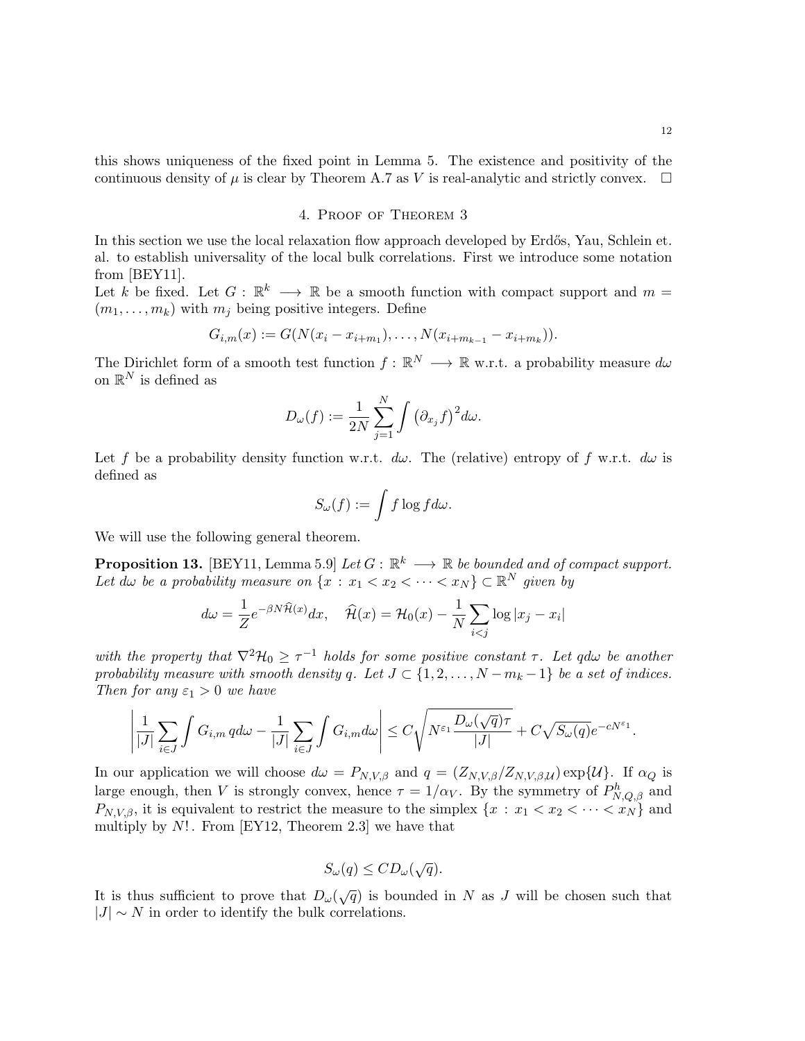this shows uniqueness of the fixed point in Lemma 5. The existence and positivity of the continuous density of $\mu$ is clear by Theorem A.7 as $V$ is real-analytic and strictly convex. $\square$

## 4. Proof of Theorem 3

In this section we use the local relaxation flow approach developed by Erdős, Yau, Schlein et. al. to establish universality of the local bulk correlations. First we introduce some notation from [BEY11].

Let $k$ be fixed. Let $G : \mathbb{R}^k \longrightarrow \mathbb{R}$ be a smooth function with compact support and $m = (m_1, \dots, m_k)$ with $m_j$ being positive integers. Define

$$G_{i,m}(x) := G(N(x_i - x_{i+m_1}), \dots, N(x_{i+m_{k-1}} - x_{i+m_k})).$$

The Dirichlet form of a smooth test function $f : \mathbb{R}^N \longrightarrow \mathbb{R}$ w.r.t. a probability measure $d\omega$ on $\mathbb{R}^N$ is defined as

$$D_\omega(f) := \frac{1}{2N} \sum_{j=1}^{N} \int \left(\partial_{x_j} f\right)^2 d\omega.$$

Let $f$ be a probability density function w.r.t. $d\omega$. The (relative) entropy of $f$ w.r.t. $d\omega$ is defined as

$$S_\omega(f) := \int f \log f d\omega.$$

We will use the following general theorem.

**Proposition 13.** [BEY11, Lemma 5.9] *Let $G : \mathbb{R}^k \longrightarrow \mathbb{R}$ be bounded and of compact support. Let $d\omega$ be a probability measure on $\{x : x_1 < x_2 < \cdots < x_N\} \subset \mathbb{R}^N$ given by*

$$d\omega = \frac{1}{Z} e^{-\beta N \widehat{\mathcal{H}}(x)} dx, \quad \widehat{\mathcal{H}}(x) = \mathcal{H}_0(x) - \frac{1}{N} \sum_{i<j} \log |x_j - x_i|$$

*with the property that $\nabla^2 \mathcal{H}_0 \geq \tau^{-1}$ holds for some positive constant $\tau$. Let $q d\omega$ be another probability measure with smooth density $q$. Let $J \subset \{1, 2, \dots, N - m_k - 1\}$ be a set of indices. Then for any $\varepsilon_1 > 0$ we have*

$$\left| \frac{1}{|J|} \sum_{i \in J} \int G_{i,m}\, q d\omega - \frac{1}{|J|} \sum_{i \in J} \int G_{i,m} d\omega \right| \leq C \sqrt{N^{\varepsilon_1} \frac{D_\omega(\sqrt{q})\tau}{|J|}} + C\sqrt{S_\omega(q)} e^{-cN^{\varepsilon_1}}.$$

In our application we will choose $d\omega = P_{N,V,\beta}$ and $q = (Z_{N,V,\beta}/Z_{N,V,\beta,\mathcal{U}}) \exp\{\mathcal{U}\}$. If $\alpha_Q$ is large enough, then $V$ is strongly convex, hence $\tau = 1/\alpha_V$. By the symmetry of $P^h_{N,Q,\beta}$ and $P_{N,V,\beta}$, it is equivalent to restrict the measure to the simplex $\{x : x_1 < x_2 < \cdots < x_N\}$ and multiply by $N!$. From [EY12, Theorem 2.3] we have that

$$S_\omega(q) \leq C D_\omega(\sqrt{q}).$$

It is thus sufficient to prove that $D_\omega(\sqrt{q})$ is bounded in $N$ as $J$ will be chosen such that $|J| \sim N$ in order to identify the bulk correlations.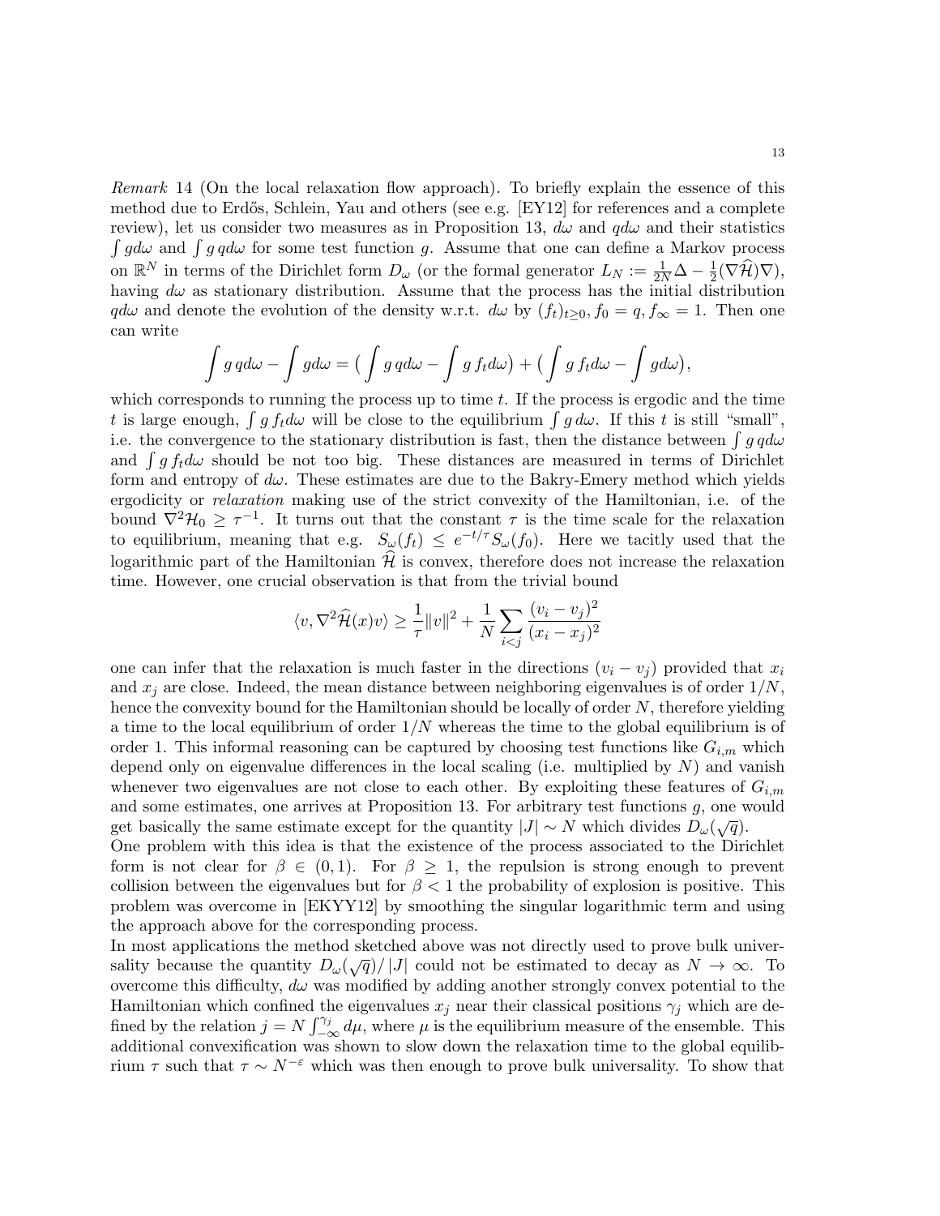*Remark* 14 (On the local relaxation flow approach). To briefly explain the essence of this method due to Erdős, Schlein, Yau and others (see e.g. [EY12] for references and a complete review), let us consider two measures as in Proposition 13, $d\omega$ and $qd\omega$ and their statistics $\int g d\omega$ and $\int g\, q d\omega$ for some test function $g$. Assume that one can define a Markov process on $\mathbb{R}^N$ in terms of the Dirichlet form $D_\omega$ (or the formal generator $L_N := \frac{1}{2N}\Delta - \frac{1}{2}(\nabla\widehat{\mathcal{H}})\nabla$), having $d\omega$ as stationary distribution. Assume that the process has the initial distribution $qd\omega$ and denote the evolution of the density w.r.t. $d\omega$ by $(f_t)_{t\geq 0}, f_0 = q, f_\infty = 1$. Then one can write

$$\int g\, q d\omega - \int g d\omega = \big( \int g\, q d\omega - \int g\, f_t d\omega \big) + \big( \int g\, f_t d\omega - \int g d\omega \big),$$

which corresponds to running the process up to time $t$. If the process is ergodic and the time $t$ is large enough, $\int g\, f_t d\omega$ will be close to the equilibrium $\int g\, d\omega$. If this $t$ is still "small", i.e. the convergence to the stationary distribution is fast, then the distance between $\int g\, q d\omega$ and $\int g\, f_t d\omega$ should be not too big. These distances are measured in terms of Dirichlet form and entropy of $d\omega$. These estimates are due to the Bakry-Emery method which yields ergodicity or *relaxation* making use of the strict convexity of the Hamiltonian, i.e. of the bound $\nabla^2 \mathcal{H}_0 \geq \tau^{-1}$. It turns out that the constant $\tau$ is the time scale for the relaxation to equilibrium, meaning that e.g. $S_\omega(f_t) \leq e^{-t/\tau} S_\omega(f_0)$. Here we tacitly used that the logarithmic part of the Hamiltonian $\widehat{\mathcal{H}}$ is convex, therefore does not increase the relaxation time. However, one crucial observation is that from the trivial bound

$$\langle v, \nabla^2 \widehat{\mathcal{H}}(x) v \rangle \geq \frac{1}{\tau} \|v\|^2 + \frac{1}{N} \sum_{i<j} \frac{(v_i - v_j)^2}{(x_i - x_j)^2}$$

one can infer that the relaxation is much faster in the directions $(v_i - v_j)$ provided that $x_i$ and $x_j$ are close. Indeed, the mean distance between neighboring eigenvalues is of order $1/N$, hence the convexity bound for the Hamiltonian should be locally of order $N$, therefore yielding a time to the local equilibrium of order $1/N$ whereas the time to the global equilibrium is of order 1. This informal reasoning can be captured by choosing test functions like $G_{i,m}$ which depend only on eigenvalue differences in the local scaling (i.e. multiplied by $N$) and vanish whenever two eigenvalues are not close to each other. By exploiting these features of $G_{i,m}$ and some estimates, one arrives at Proposition 13. For arbitrary test functions $g$, one would get basically the same estimate except for the quantity $|J| \sim N$ which divides $D_\omega(\sqrt{q})$.
One problem with this idea is that the existence of the process associated to the Dirichlet form is not clear for $\beta \in (0, 1)$. For $\beta \geq 1$, the repulsion is strong enough to prevent collision between the eigenvalues but for $\beta < 1$ the probability of explosion is positive. This problem was overcome in [EKYY12] by smoothing the singular logarithmic term and using the approach above for the corresponding process.
In most applications the method sketched above was not directly used to prove bulk universality because the quantity $D_\omega(\sqrt{q})/|J|$ could not be estimated to decay as $N \to \infty$. To overcome this difficulty, $d\omega$ was modified by adding another strongly convex potential to the Hamiltonian which confined the eigenvalues $x_j$ near their classical positions $\gamma_j$ which are defined by the relation $j = N \int_{-\infty}^{\gamma_j} d\mu$, where $\mu$ is the equilibrium measure of the ensemble. This additional convexification was shown to slow down the relaxation time to the global equilibrium $\tau$ such that $\tau \sim N^{-\varepsilon}$ which was then enough to prove bulk universality. To show that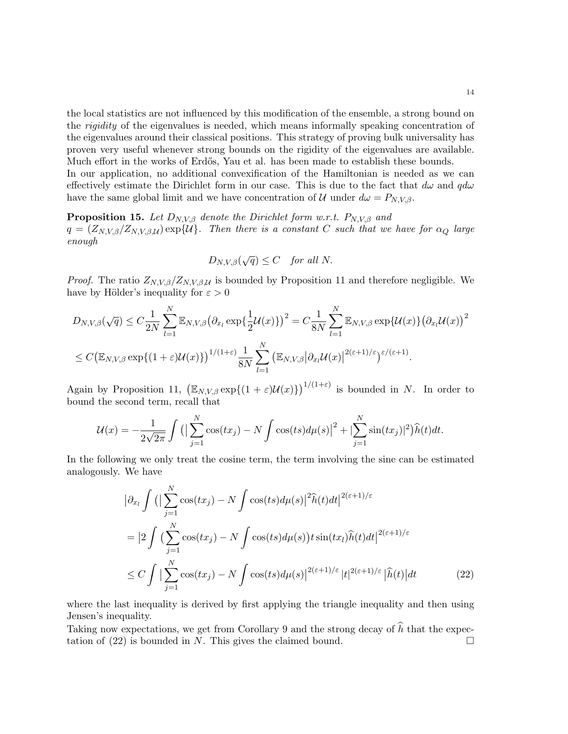the local statistics are not influenced by this modification of the ensemble, a strong bound on the *rigidity* of the eigenvalues is needed, which means informally speaking concentration of the eigenvalues around their classical positions. This strategy of proving bulk universality has proven very useful whenever strong bounds on the rigidity of the eigenvalues are available. Much effort in the works of Erdős, Yau et al. has been made to establish these bounds.
In our application, no additional convexification of the Hamiltonian is needed as we can effectively estimate the Dirichlet form in our case. This is due to the fact that $d\omega$ and $qd\omega$ have the same global limit and we have concentration of $\mathcal{U}$ under $d\omega = P_{N,V,\beta}$.

**Proposition 15.** *Let $D_{N,V,\beta}$ denote the Dirichlet form w.r.t. $P_{N,V,\beta}$ and $q = (Z_{N,V,\beta}/Z_{N,V,\beta,\mathcal{U}})\exp\{\mathcal{U}\}$. Then there is a constant $C$ such that we have for $\alpha_Q$ large enough*

$$D_{N,V,\beta}(\sqrt{q}) \leq C \quad \text{for all } N.$$

*Proof.* The ratio $Z_{N,V,\beta}/Z_{N,V,\beta,\mathcal{U}}$ is bounded by Proposition 11 and therefore negligible. We have by Hölder's inequality for $\varepsilon > 0$

$$D_{N,V,\beta}(\sqrt{q}) \leq C\frac{1}{2N}\sum_{l=1}^{N}\mathbb{E}_{N,V,\beta}\big(\partial_{x_l}\exp\{\frac{1}{2}\mathcal{U}(x)\}\big)^2 = C\frac{1}{8N}\sum_{l=1}^{N}\mathbb{E}_{N,V,\beta}\exp\{\mathcal{U}(x)\}\big(\partial_{x_l}\mathcal{U}(x)\big)^2$$

$$\leq C\big(\mathbb{E}_{N,V,\beta}\exp\{(1+\varepsilon)\mathcal{U}(x)\}\big)^{1/(1+\varepsilon)}\frac{1}{8N}\sum_{l=1}^{N}\big(\mathbb{E}_{N,V,\beta}\big|\partial_{x_l}\mathcal{U}(x)\big|^{2(\varepsilon+1)/\varepsilon}\big)^{\varepsilon/(\varepsilon+1)}.$$

Again by Proposition 11, $\big(\mathbb{E}_{N,V,\beta}\exp\{(1+\varepsilon)\mathcal{U}(x)\}\big)^{1/(1+\varepsilon)}$ is bounded in $N$. In order to bound the second term, recall that

$$\mathcal{U}(x) = -\frac{1}{2\sqrt{2\pi}}\int\big(\big|\sum_{j=1}^{N}\cos(tx_j) - N\int\cos(ts)d\mu(s)\big|^2 + \big|\sum_{j=1}^{N}\sin(tx_j)\big|^2\big)\widehat{h}(t)dt.$$

In the following we only treat the cosine term, the term involving the sine can be estimated analogously. We have

$$\begin{aligned}
&\big|\partial_{x_l}\int\big(\big|\sum_{j=1}^{N}\cos(tx_j) - N\int\cos(ts)d\mu(s)\big|^2\widehat{h}(t)dt\big|^{2(\varepsilon+1)/\varepsilon} \\
&= \big|2\int\big(\sum_{j=1}^{N}\cos(tx_j) - N\int\cos(ts)d\mu(s)\big)t\sin(tx_l)\widehat{h}(t)dt\big|^{2(\varepsilon+1)/\varepsilon} \\
&\leq C\int\big|\sum_{j=1}^{N}\cos(tx_j) - N\int\cos(ts)d\mu(s)\big|^{2(\varepsilon+1)/\varepsilon}|t|^{2(\varepsilon+1)/\varepsilon}\big|\widehat{h}(t)\big|dt \qquad (22)
\end{aligned}$$

where the last inequality is derived by first applying the triangle inequality and then using Jensen's inequality.
Taking now expectations, we get from Corollary 9 and the strong decay of $\widehat{h}$ that the expectation of (22) is bounded in $N$. This gives the claimed bound. $\square$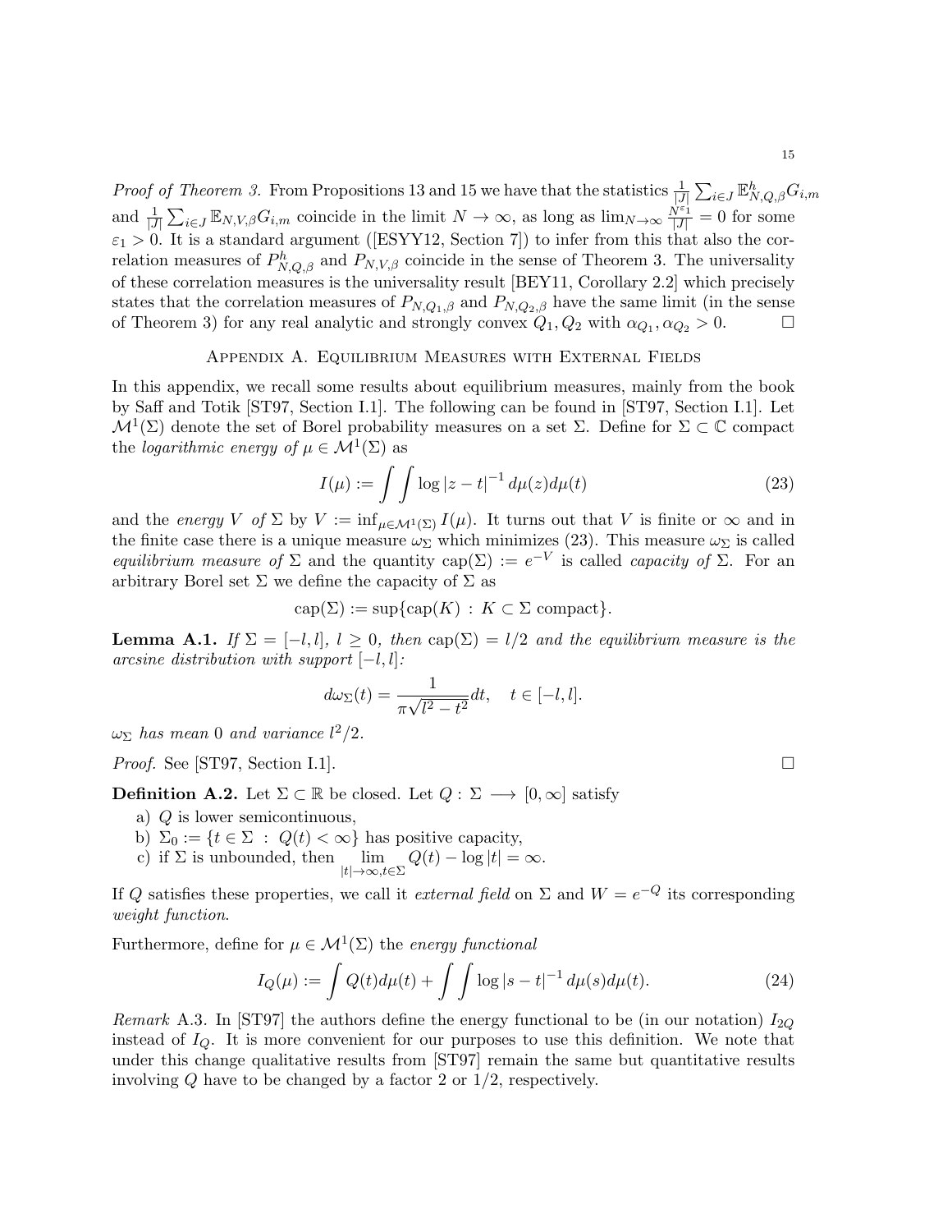*Proof of Theorem 3.* From Propositions 13 and 15 we have that the statistics $\frac{1}{|J|}\sum_{i\in J}\mathbb{E}^h_{N,Q,\beta}G_{i,m}$ and $\frac{1}{|J|}\sum_{i\in J}\mathbb{E}_{N,V,\beta}G_{i,m}$ coincide in the limit $N\to\infty$, as long as $\lim_{N\to\infty}\frac{N^{\varepsilon_1}}{|J|}=0$ for some $\varepsilon_1>0$. It is a standard argument ([ESYY12, Section 7]) to infer from this that also the correlation measures of $P^h_{N,Q,\beta}$ and $P_{N,V,\beta}$ coincide in the sense of Theorem 3. The universality of these correlation measures is the universality result [BEY11, Corollary 2.2] which precisely states that the correlation measures of $P_{N,Q_1,\beta}$ and $P_{N,Q_2,\beta}$ have the same limit (in the sense of Theorem 3) for any real analytic and strongly convex $Q_1,Q_2$ with $\alpha_{Q_1},\alpha_{Q_2}>0$. □

## Appendix A. Equilibrium Measures with External Fields

In this appendix, we recall some results about equilibrium measures, mainly from the book by Saff and Totik [ST97, Section I.1]. The following can be found in [ST97, Section I.1]. Let $\mathcal{M}^1(\Sigma)$ denote the set of Borel probability measures on a set $\Sigma$. Define for $\Sigma\subset\mathbb{C}$ compact the *logarithmic energy of* $\mu\in\mathcal{M}^1(\Sigma)$ as

$$I(\mu):=\int\int\log|z-t|^{-1}\,d\mu(z)d\mu(t) \tag{23}$$

and the *energy* $V$ *of* $\Sigma$ by $V:=\inf_{\mu\in\mathcal{M}^1(\Sigma)}I(\mu)$. It turns out that $V$ is finite or $\infty$ and in the finite case there is a unique measure $\omega_\Sigma$ which minimizes (23). This measure $\omega_\Sigma$ is called *equilibrium measure of* $\Sigma$ and the quantity $\operatorname{cap}(\Sigma):=e^{-V}$ is called *capacity of* $\Sigma$. For an arbitrary Borel set $\Sigma$ we define the capacity of $\Sigma$ as

$$\operatorname{cap}(\Sigma):=\sup\{\operatorname{cap}(K)\,:\,K\subset\Sigma\text{ compact}\}.$$

**Lemma A.1.** *If $\Sigma=[-l,l]$, $l\geq 0$, then $\operatorname{cap}(\Sigma)=l/2$ and the equilibrium measure is the arcsine distribution with support $[-l,l]$:*

$$d\omega_\Sigma(t)=\frac{1}{\pi\sqrt{l^2-t^2}}dt,\quad t\in[-l,l].$$

*$\omega_\Sigma$ has mean $0$ and variance $l^2/2$.*

*Proof.* See [ST97, Section I.1]. □

**Definition A.2.** Let $\Sigma\subset\mathbb{R}$ be closed. Let $Q:\Sigma\longrightarrow[0,\infty]$ satisfy

a) $Q$ is lower semicontinuous,
b) $\Sigma_0:=\{t\in\Sigma\,:\,Q(t)<\infty\}$ has positive capacity,
c) if $\Sigma$ is unbounded, then $\lim\limits_{|t|\to\infty,t\in\Sigma}Q(t)-\log|t|=\infty$.

If $Q$ satisfies these properties, we call it *external field* on $\Sigma$ and $W=e^{-Q}$ its corresponding *weight function*.

Furthermore, define for $\mu\in\mathcal{M}^1(\Sigma)$ the *energy functional*

$$I_Q(\mu):=\int Q(t)d\mu(t)+\int\int\log|s-t|^{-1}\,d\mu(s)d\mu(t). \tag{24}$$

*Remark* A.3. In [ST97] the authors define the energy functional to be (in our notation) $I_{2Q}$ instead of $I_Q$. It is more convenient for our purposes to use this definition. We note that under this change qualitative results from [ST97] remain the same but quantitative results involving $Q$ have to be changed by a factor 2 or 1/2, respectively.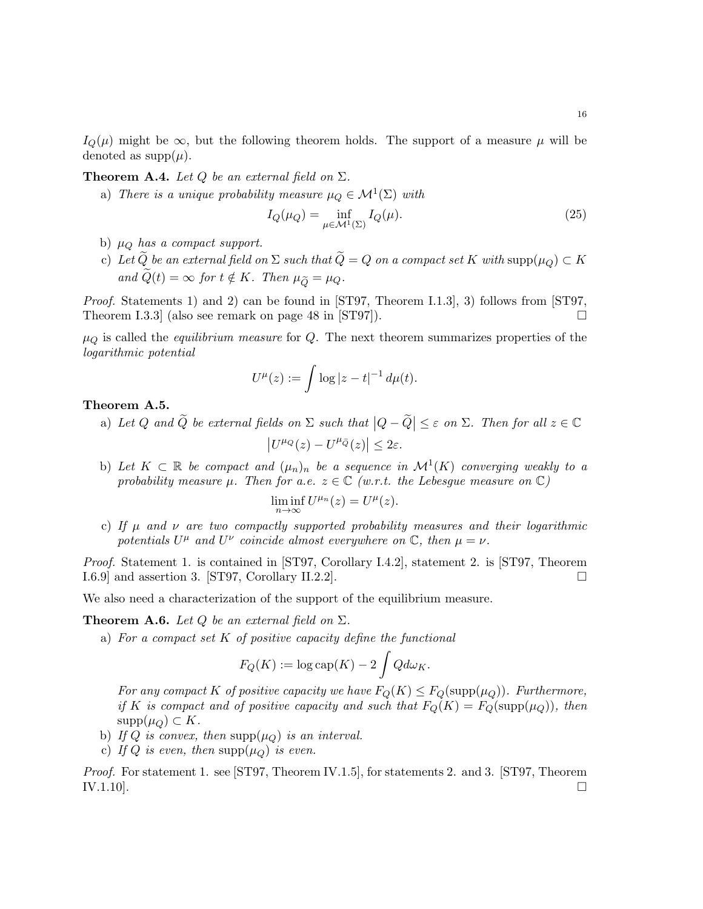$I_Q(\mu)$ might be $\infty$, but the following theorem holds. The support of a measure $\mu$ will be denoted as $\operatorname{supp}(\mu)$.

**Theorem A.4.** *Let $Q$ be an external field on $\Sigma$.*

a) *There is a unique probability measure $\mu_Q \in \mathcal{M}^1(\Sigma)$ with*

$$I_Q(\mu_Q) = \inf_{\mu \in \mathcal{M}^1(\Sigma)} I_Q(\mu). \tag{25}$$

b) *$\mu_Q$ has a compact support.*

c) *Let $\widetilde{Q}$ be an external field on $\Sigma$ such that $\widetilde{Q} = Q$ on a compact set $K$ with $\operatorname{supp}(\mu_Q) \subset K$ and $\widetilde{Q}(t) = \infty$ for $t \notin K$. Then $\mu_{\widetilde{Q}} = \mu_Q$.*

*Proof.* Statements 1) and 2) can be found in [ST97, Theorem I.1.3], 3) follows from [ST97, Theorem I.3.3] (also see remark on page 48 in [ST97]). □

$\mu_Q$ is called the *equilibrium measure* for $Q$. The next theorem summarizes properties of the *logarithmic potential*

$$U^\mu(z) := \int \log |z - t|^{-1} \, d\mu(t).$$

**Theorem A.5.**

a) *Let $Q$ and $\widetilde{Q}$ be external fields on $\Sigma$ such that $\left|Q - \widetilde{Q}\right| \leq \varepsilon$ on $\Sigma$. Then for all $z \in \mathbb{C}$*

$$\left|U^{\mu_Q}(z) - U^{\mu_{\widetilde{Q}}}(z)\right| \leq 2\varepsilon.$$

b) *Let $K \subset \mathbb{R}$ be compact and $(\mu_n)_n$ be a sequence in $\mathcal{M}^1(K)$ converging weakly to a probability measure $\mu$. Then for a.e. $z \in \mathbb{C}$ (w.r.t. the Lebesgue measure on $\mathbb{C}$)*

$$\liminf_{n\to\infty} U^{\mu_n}(z) = U^\mu(z).$$

c) *If $\mu$ and $\nu$ are two compactly supported probability measures and their logarithmic potentials $U^\mu$ and $U^\nu$ coincide almost everywhere on $\mathbb{C}$, then $\mu = \nu$.*

*Proof.* Statement 1. is contained in [ST97, Corollary I.4.2], statement 2. is [ST97, Theorem I.6.9] and assertion 3. [ST97, Corollary II.2.2]. □

We also need a characterization of the support of the equilibrium measure.

**Theorem A.6.** *Let $Q$ be an external field on $\Sigma$.*

a) *For a compact set $K$ of positive capacity define the functional*

$$F_Q(K) := \log \operatorname{cap}(K) - 2 \int Q d\omega_K.$$

*For any compact $K$ of positive capacity we have $F_Q(K) \leq F_Q(\operatorname{supp}(\mu_Q))$. Furthermore, if $K$ is compact and of positive capacity and such that $F_Q(K) = F_Q(\operatorname{supp}(\mu_Q))$, then $\operatorname{supp}(\mu_Q) \subset K$.*

b) *If $Q$ is convex, then $\operatorname{supp}(\mu_Q)$ is an interval.*

c) *If $Q$ is even, then $\operatorname{supp}(\mu_Q)$ is even.*

*Proof.* For statement 1. see [ST97, Theorem IV.1.5], for statements 2. and 3. [ST97, Theorem IV.1.10]. □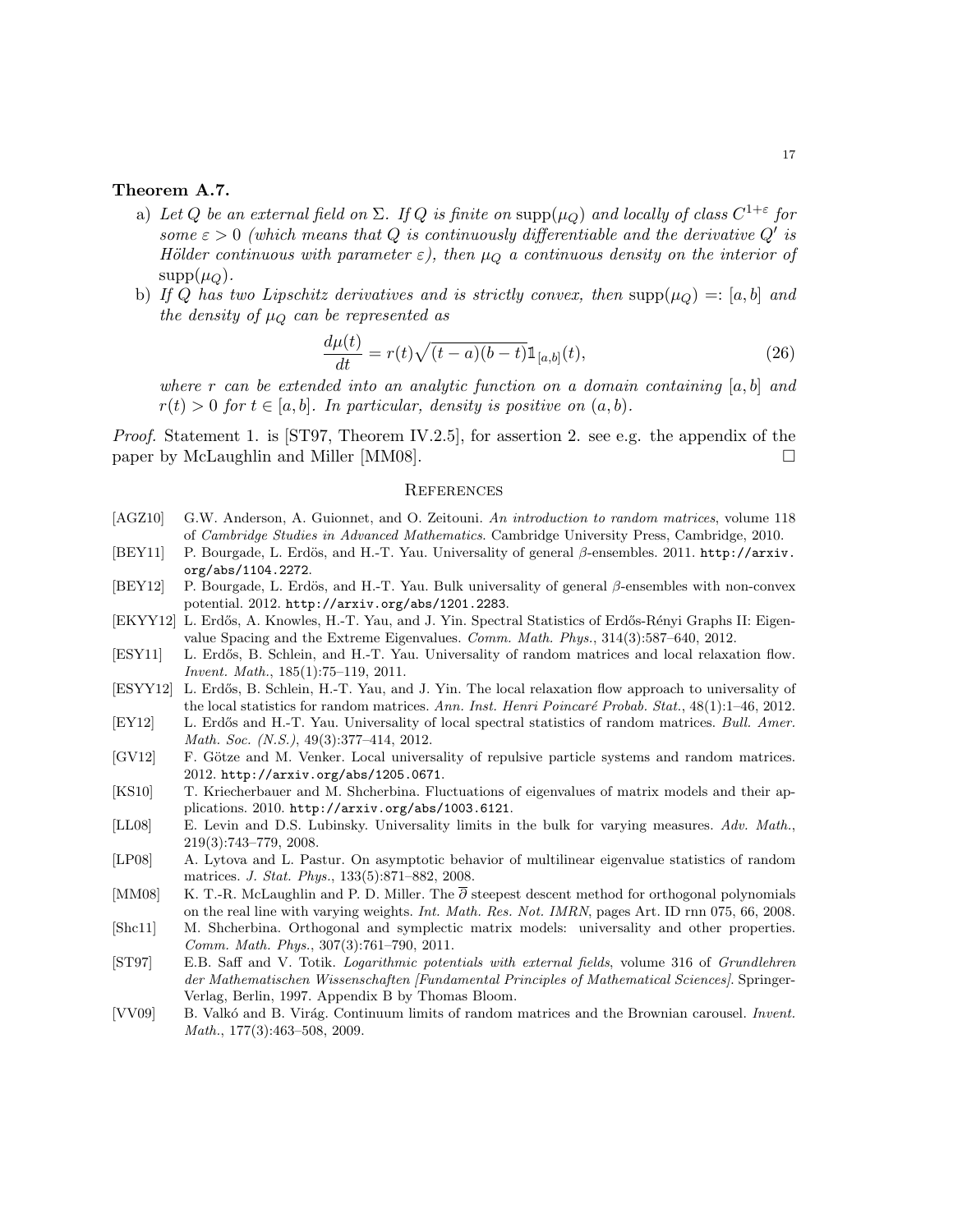**Theorem A.7.**

a) *Let $Q$ be an external field on $\Sigma$. If $Q$ is finite on $\operatorname{supp}(\mu_Q)$ and locally of class $C^{1+\varepsilon}$ for some $\varepsilon > 0$ (which means that $Q$ is continuously differentiable and the derivative $Q'$ is Hölder continuous with parameter $\varepsilon$), then $\mu_Q$ a continuous density on the interior of $\operatorname{supp}(\mu_Q)$.*

b) *If $Q$ has two Lipschitz derivatives and is strictly convex, then $\operatorname{supp}(\mu_Q) =: [a, b]$ and the density of $\mu_Q$ can be represented as*

$$\frac{d\mu(t)}{dt} = r(t)\sqrt{(t-a)(b-t)}\mathbb{1}_{[a,b]}(t), \tag{26}$$

*where $r$ can be extended into an analytic function on a domain containing $[a, b]$ and $r(t) > 0$ for $t \in [a, b]$. In particular, density is positive on $(a, b)$.*

*Proof.* Statement 1. is [ST97, Theorem IV.2.5], for assertion 2. see e.g. the appendix of the paper by McLaughlin and Miller [MM08]. $\square$

## References

[AGZ10] G.W. Anderson, A. Guionnet, and O. Zeitouni. *An introduction to random matrices*, volume 118 of *Cambridge Studies in Advanced Mathematics*. Cambridge University Press, Cambridge, 2010.

[BEY11] P. Bourgade, L. Erdös, and H.-T. Yau. Universality of general $\beta$-ensembles. 2011. http://arxiv.org/abs/1104.2272.

[BEY12] P. Bourgade, L. Erdös, and H.-T. Yau. Bulk universality of general $\beta$-ensembles with non-convex potential. 2012. http://arxiv.org/abs/1201.2283.

[EKYY12] L. Erdős, A. Knowles, H.-T. Yau, and J. Yin. Spectral Statistics of Erdős-Rényi Graphs II: Eigenvalue Spacing and the Extreme Eigenvalues. *Comm. Math. Phys.*, 314(3):587–640, 2012.

[ESY11] L. Erdős, B. Schlein, and H.-T. Yau. Universality of random matrices and local relaxation flow. *Invent. Math.*, 185(1):75–119, 2011.

[ESYY12] L. Erdős, B. Schlein, H.-T. Yau, and J. Yin. The local relaxation flow approach to universality of the local statistics for random matrices. *Ann. Inst. Henri Poincaré Probab. Stat.*, 48(1):1–46, 2012.

[EY12] L. Erdős and H.-T. Yau. Universality of local spectral statistics of random matrices. *Bull. Amer. Math. Soc. (N.S.)*, 49(3):377–414, 2012.

[GV12] F. Götze and M. Venker. Local universality of repulsive particle systems and random matrices. 2012. http://arxiv.org/abs/1205.0671.

[KS10] T. Kriecherbauer and M. Shcherbina. Fluctuations of eigenvalues of matrix models and their applications. 2010. http://arxiv.org/abs/1003.6121.

[LL08] E. Levin and D.S. Lubinsky. Universality limits in the bulk for varying measures. *Adv. Math.*, 219(3):743–779, 2008.

[LP08] A. Lytova and L. Pastur. On asymptotic behavior of multilinear eigenvalue statistics of random matrices. *J. Stat. Phys.*, 133(5):871–882, 2008.

[MM08] K. T.-R. McLaughlin and P. D. Miller. The $\overline{\partial}$ steepest descent method for orthogonal polynomials on the real line with varying weights. *Int. Math. Res. Not. IMRN*, pages Art. ID rnn 075, 66, 2008.

[Shc11] M. Shcherbina. Orthogonal and symplectic matrix models: universality and other properties. *Comm. Math. Phys.*, 307(3):761–790, 2011.

[ST97] E.B. Saff and V. Totik. *Logarithmic potentials with external fields*, volume 316 of *Grundlehren der Mathematischen Wissenschaften [Fundamental Principles of Mathematical Sciences]*. Springer-Verlag, Berlin, 1997. Appendix B by Thomas Bloom.

[VV09] B. Valkó and B. Virág. Continuum limits of random matrices and the Brownian carousel. *Invent. Math.*, 177(3):463–508, 2009.